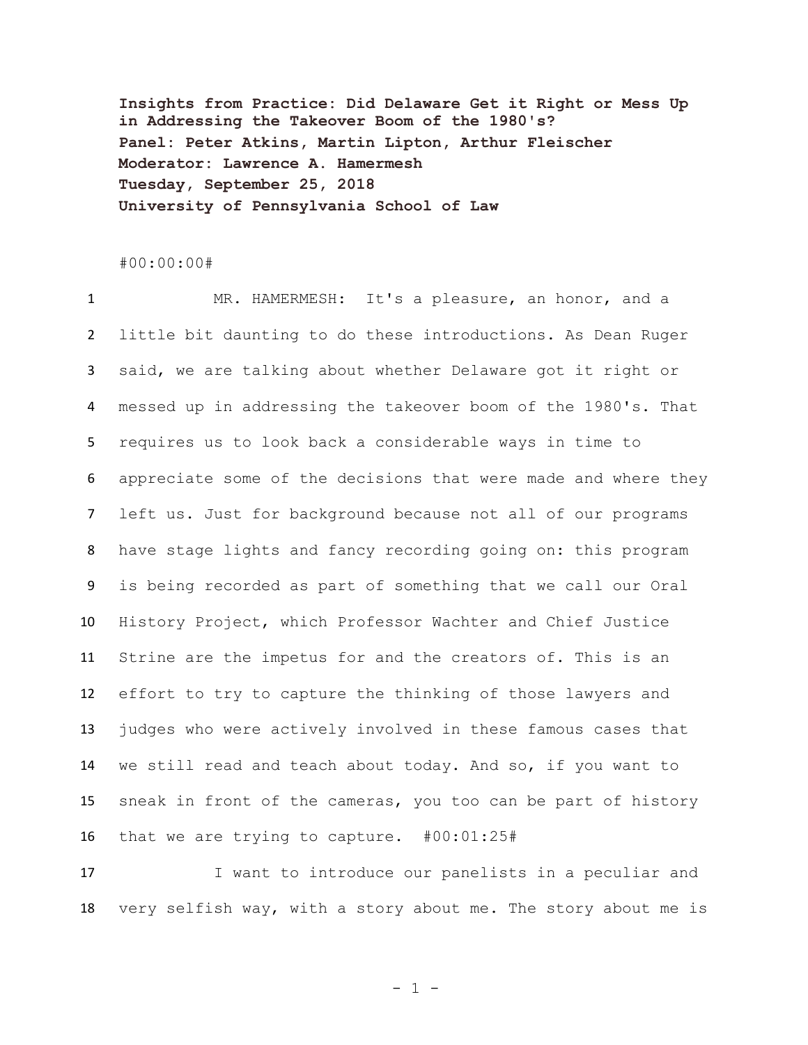**Insights from Practice: Did Delaware Get it Right or Mess Up in Addressing the Takeover Boom of the 1980's?**
**Panel: Peter Atkins, Martin Lipton, Arthur Fleischer**
**Moderator: Lawrence A. Hamermesh**
**Tuesday, September 25, 2018**
**University of Pennsylvania School of Law**

#00:00:00#

1 MR. HAMERMESH: It's a pleasure, an honor, and a
2 little bit daunting to do these introductions. As Dean Ruger
3 said, we are talking about whether Delaware got it right or
4 messed up in addressing the takeover boom of the 1980's. That
5 requires us to look back a considerable ways in time to
6 appreciate some of the decisions that were made and where they
7 left us. Just for background because not all of our programs
8 have stage lights and fancy recording going on: this program
9 is being recorded as part of something that we call our Oral
10 History Project, which Professor Wachter and Chief Justice
11 Strine are the impetus for and the creators of. This is an
12 effort to try to capture the thinking of those lawyers and
13 judges who were actively involved in these famous cases that
14 we still read and teach about today. And so, if you want to
15 sneak in front of the cameras, you too can be part of history
16 that we are trying to capture. #00:01:25#

17 I want to introduce our panelists in a peculiar and
18 very selfish way, with a story about me. The story about me is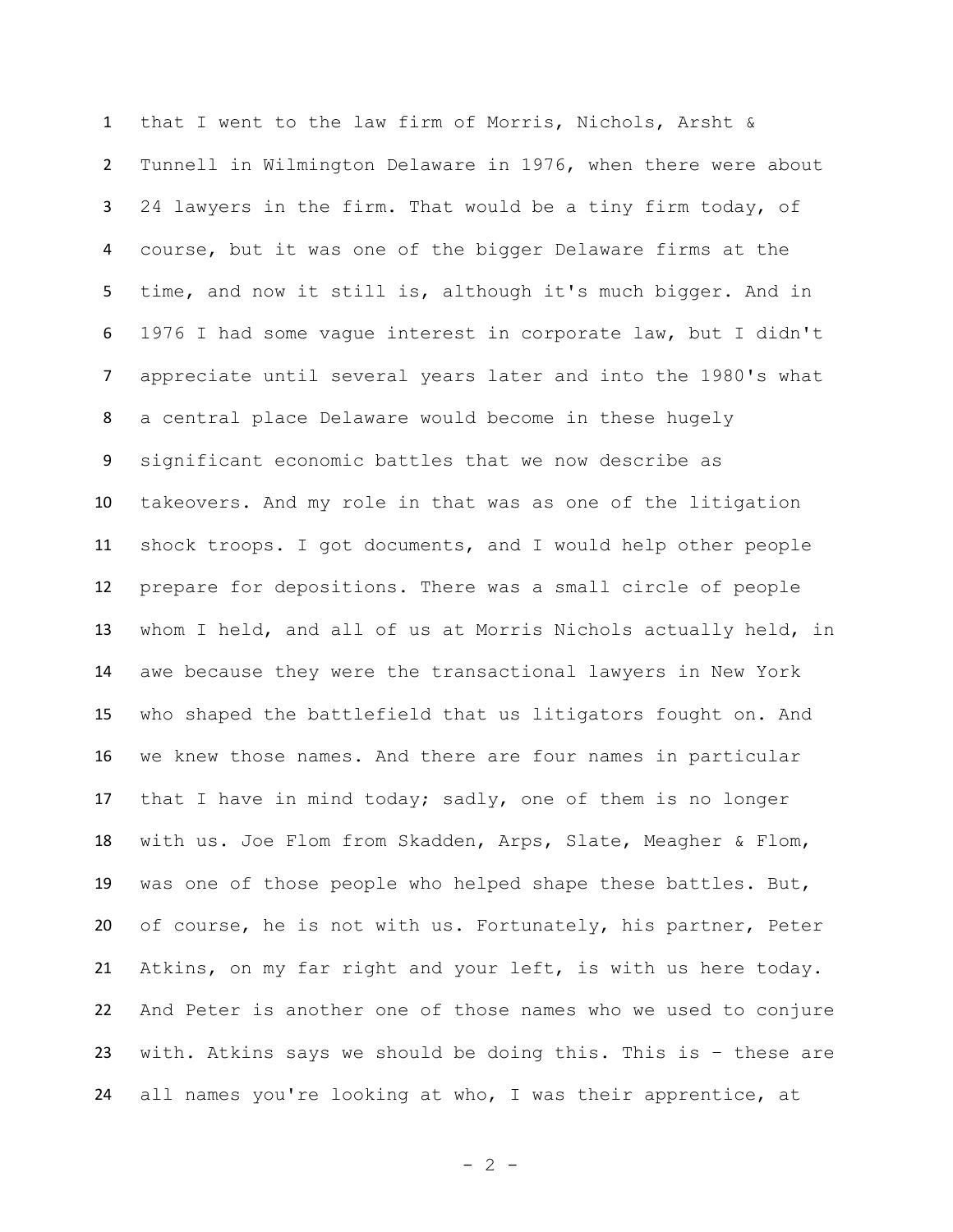that I went to the law firm of Morris, Nichols, Arsht & Tunnell in Wilmington Delaware in 1976, when there were about 24 lawyers in the firm. That would be a tiny firm today, of course, but it was one of the bigger Delaware firms at the time, and now it still is, although it's much bigger. And in 1976 I had some vague interest in corporate law, but I didn't appreciate until several years later and into the 1980's what a central place Delaware would become in these hugely significant economic battles that we now describe as takeovers. And my role in that was as one of the litigation shock troops. I got documents, and I would help other people prepare for depositions. There was a small circle of people whom I held, and all of us at Morris Nichols actually held, in awe because they were the transactional lawyers in New York who shaped the battlefield that us litigators fought on. And we knew those names. And there are four names in particular that I have in mind today; sadly, one of them is no longer with us. Joe Flom from Skadden, Arps, Slate, Meagher & Flom, was one of those people who helped shape these battles. But, of course, he is not with us. Fortunately, his partner, Peter Atkins, on my far right and your left, is with us here today. And Peter is another one of those names who we used to conjure with. Atkins says we should be doing this. This is – these are all names you're looking at who, I was their apprentice, at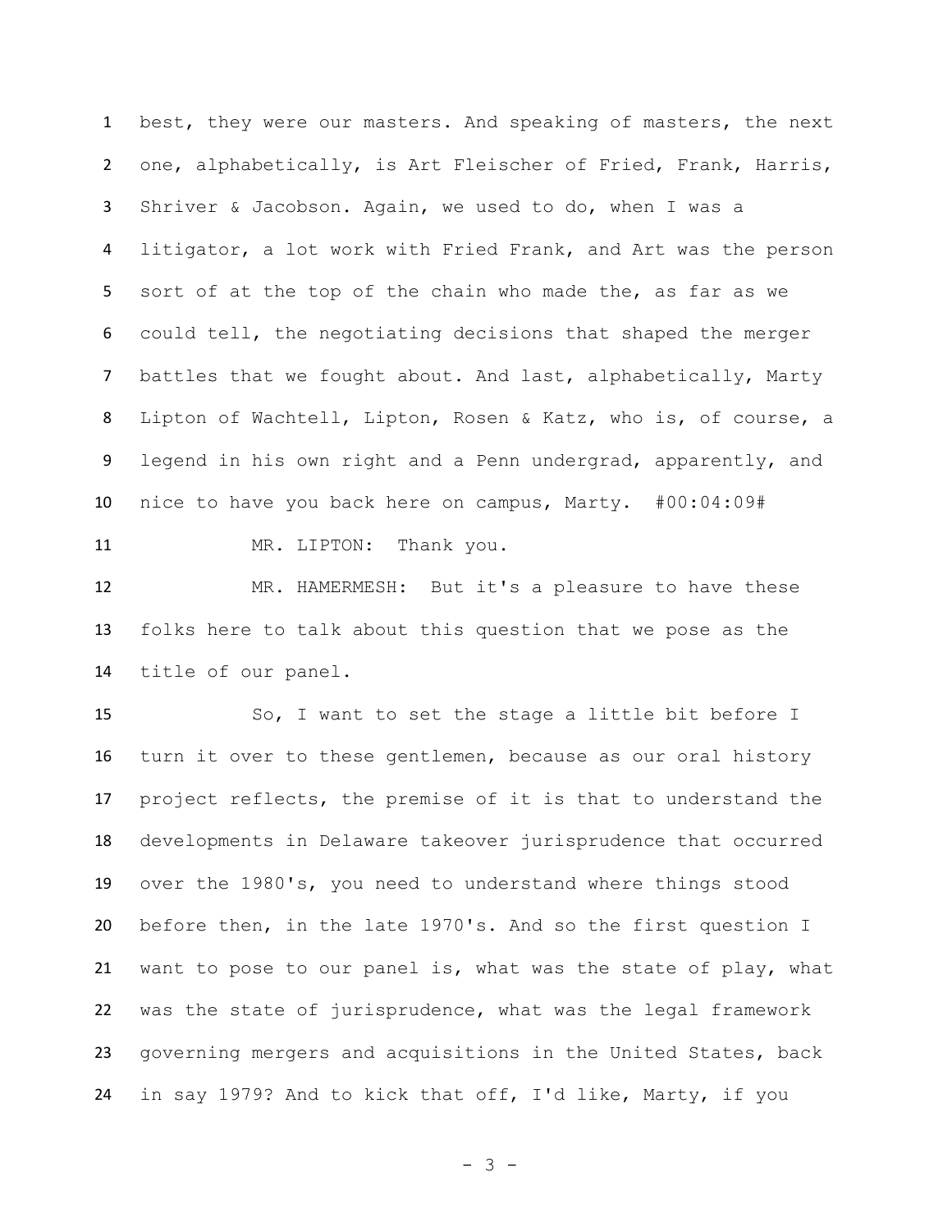best, they were our masters. And speaking of masters, the next one, alphabetically, is Art Fleischer of Fried, Frank, Harris, Shriver & Jacobson. Again, we used to do, when I was a litigator, a lot work with Fried Frank, and Art was the person sort of at the top of the chain who made the, as far as we could tell, the negotiating decisions that shaped the merger battles that we fought about. And last, alphabetically, Marty Lipton of Wachtell, Lipton, Rosen & Katz, who is, of course, a legend in his own right and a Penn undergrad, apparently, and nice to have you back here on campus, Marty. #00:04:09#

MR. LIPTON: Thank you.

MR. HAMERMESH: But it's a pleasure to have these folks here to talk about this question that we pose as the title of our panel.

So, I want to set the stage a little bit before I turn it over to these gentlemen, because as our oral history project reflects, the premise of it is that to understand the developments in Delaware takeover jurisprudence that occurred over the 1980's, you need to understand where things stood before then, in the late 1970's. And so the first question I want to pose to our panel is, what was the state of play, what was the state of jurisprudence, what was the legal framework governing mergers and acquisitions in the United States, back in say 1979? And to kick that off, I'd like, Marty, if you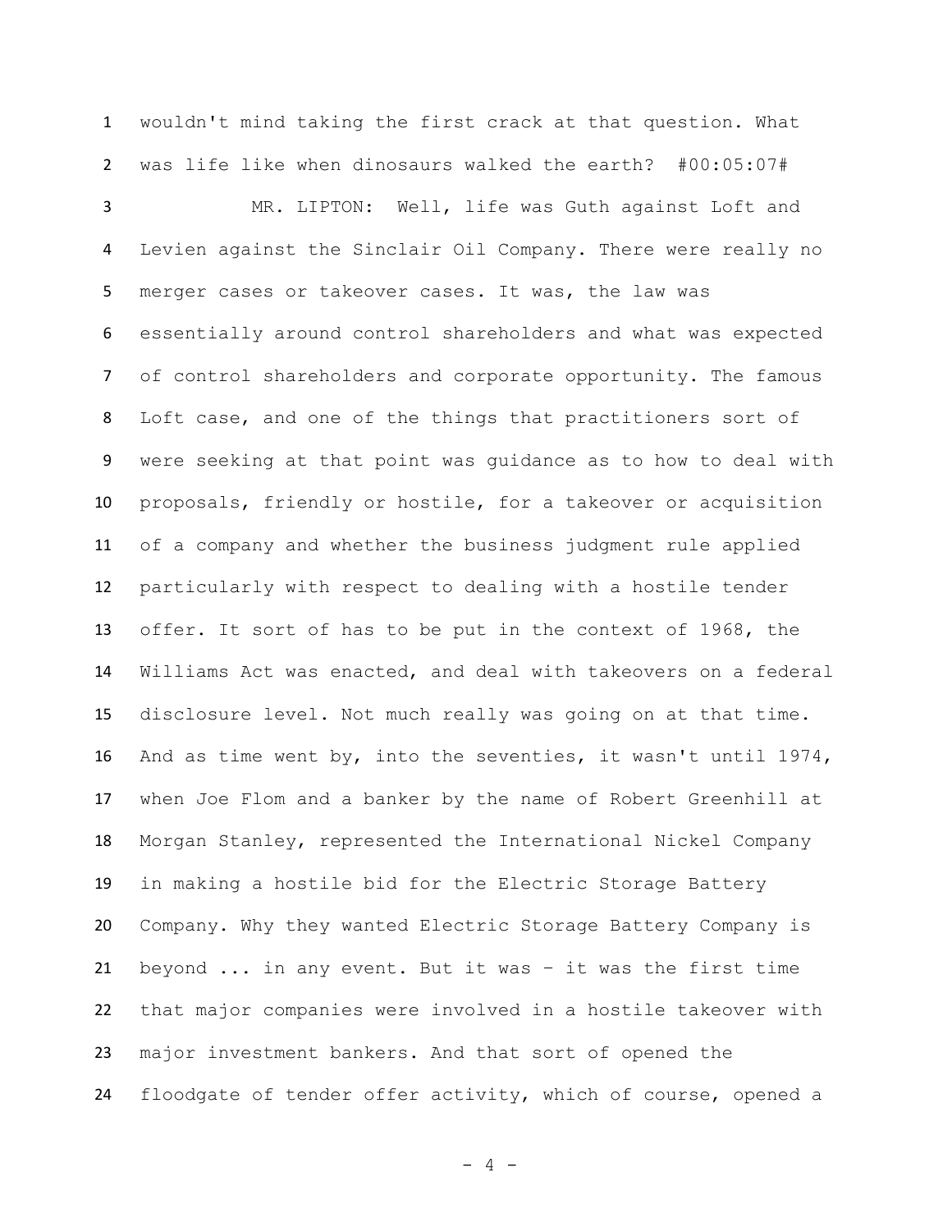wouldn't mind taking the first crack at that question. What was life like when dinosaurs walked the earth? #00:05:07#

MR. LIPTON: Well, life was Guth against Loft and Levien against the Sinclair Oil Company. There were really no merger cases or takeover cases. It was, the law was essentially around control shareholders and what was expected of control shareholders and corporate opportunity. The famous Loft case, and one of the things that practitioners sort of were seeking at that point was guidance as to how to deal with proposals, friendly or hostile, for a takeover or acquisition of a company and whether the business judgment rule applied particularly with respect to dealing with a hostile tender offer. It sort of has to be put in the context of 1968, the Williams Act was enacted, and deal with takeovers on a federal disclosure level. Not much really was going on at that time. And as time went by, into the seventies, it wasn't until 1974, when Joe Flom and a banker by the name of Robert Greenhill at Morgan Stanley, represented the International Nickel Company in making a hostile bid for the Electric Storage Battery Company. Why they wanted Electric Storage Battery Company is beyond ... in any event. But it was – it was the first time that major companies were involved in a hostile takeover with major investment bankers. And that sort of opened the floodgate of tender offer activity, which of course, opened a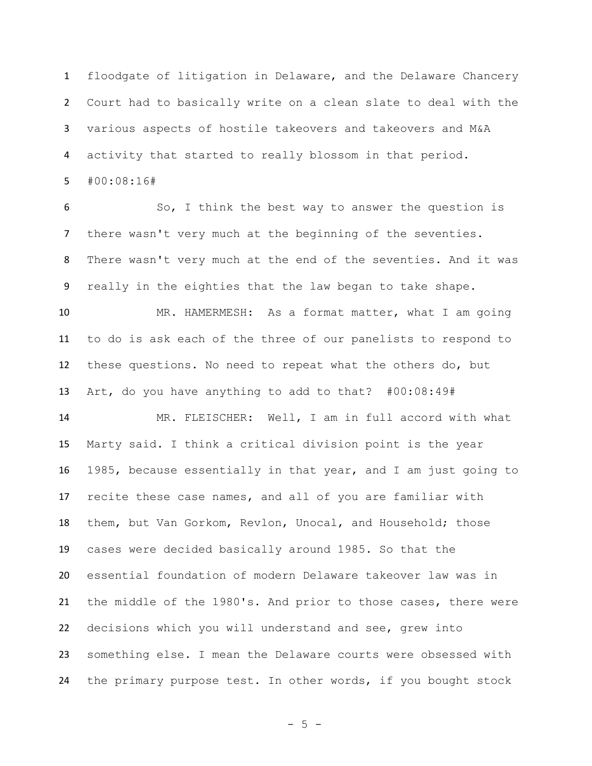floodgate of litigation in Delaware, and the Delaware Chancery Court had to basically write on a clean slate to deal with the various aspects of hostile takeovers and takeovers and M&A activity that started to really blossom in that period. #00:08:16#

So, I think the best way to answer the question is there wasn't very much at the beginning of the seventies. There wasn't very much at the end of the seventies. And it was really in the eighties that the law began to take shape.

MR. HAMERMESH: As a format matter, what I am going to do is ask each of the three of our panelists to respond to these questions. No need to repeat what the others do, but Art, do you have anything to add to that? #00:08:49#

MR. FLEISCHER: Well, I am in full accord with what Marty said. I think a critical division point is the year 1985, because essentially in that year, and I am just going to recite these case names, and all of you are familiar with them, but Van Gorkom, Revlon, Unocal, and Household; those cases were decided basically around 1985. So that the essential foundation of modern Delaware takeover law was in the middle of the 1980's. And prior to those cases, there were decisions which you will understand and see, grew into something else. I mean the Delaware courts were obsessed with the primary purpose test. In other words, if you bought stock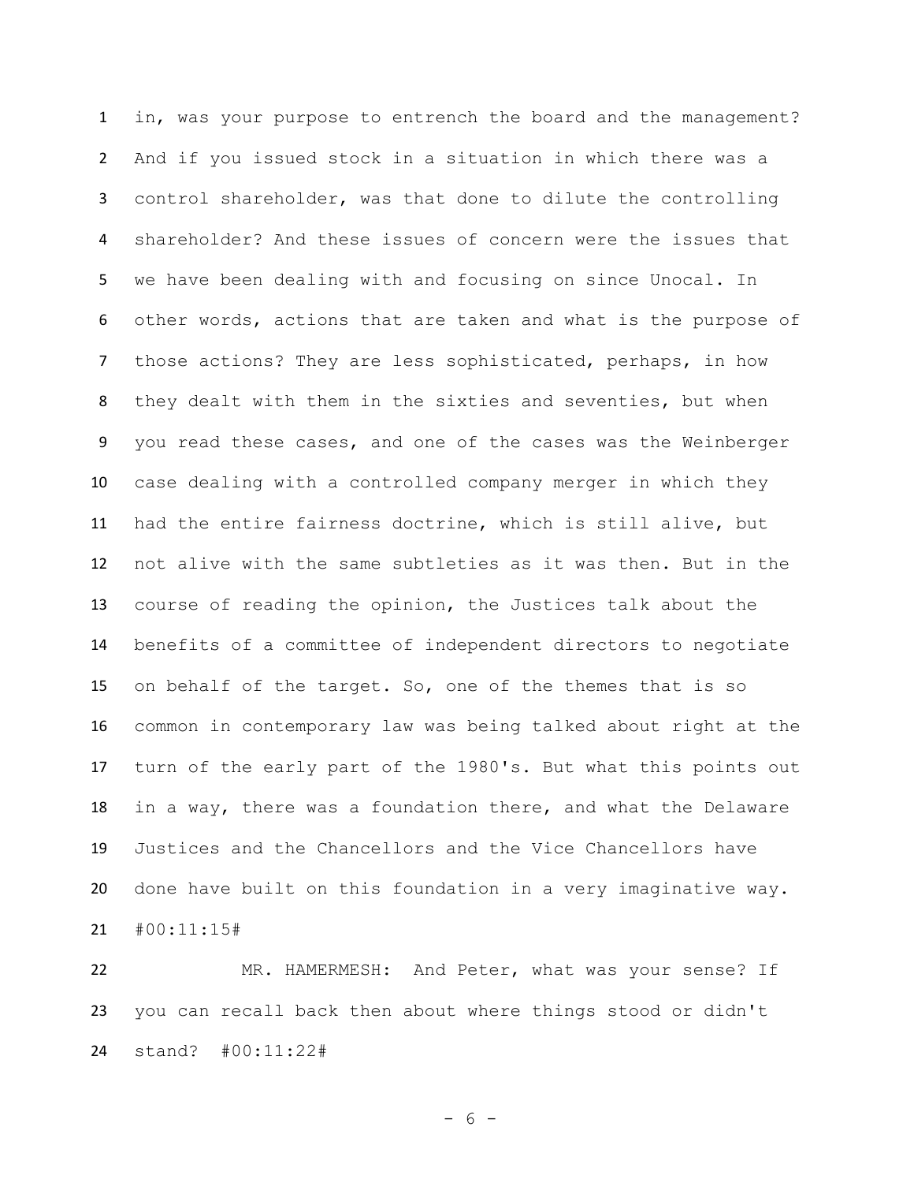in, was your purpose to entrench the board and the management? And if you issued stock in a situation in which there was a control shareholder, was that done to dilute the controlling shareholder? And these issues of concern were the issues that we have been dealing with and focusing on since Unocal. In other words, actions that are taken and what is the purpose of those actions? They are less sophisticated, perhaps, in how they dealt with them in the sixties and seventies, but when you read these cases, and one of the cases was the Weinberger case dealing with a controlled company merger in which they had the entire fairness doctrine, which is still alive, but not alive with the same subtleties as it was then. But in the course of reading the opinion, the Justices talk about the benefits of a committee of independent directors to negotiate on behalf of the target. So, one of the themes that is so common in contemporary law was being talked about right at the turn of the early part of the 1980's. But what this points out in a way, there was a foundation there, and what the Delaware Justices and the Chancellors and the Vice Chancellors have done have built on this foundation in a very imaginative way. #00:11:15#

MR. HAMERMESH: And Peter, what was your sense? If you can recall back then about where things stood or didn't stand? #00:11:22#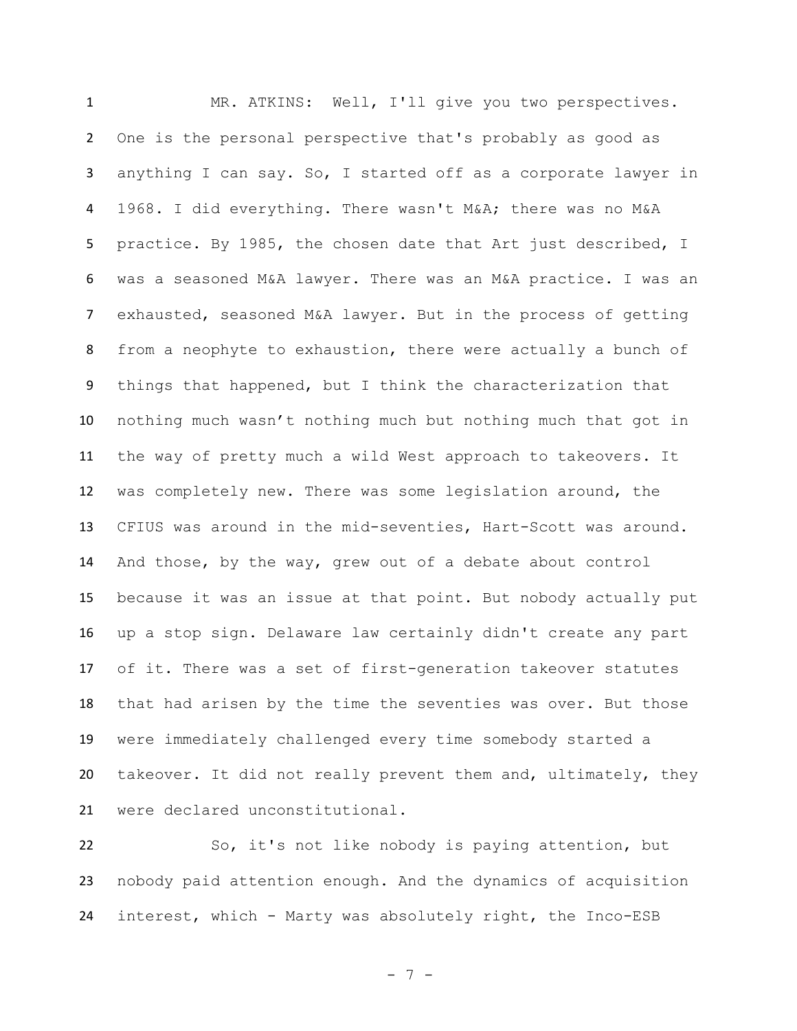MR. ATKINS: Well, I'll give you two perspectives. One is the personal perspective that's probably as good as anything I can say. So, I started off as a corporate lawyer in 1968. I did everything. There wasn't M&A; there was no M&A practice. By 1985, the chosen date that Art just described, I was a seasoned M&A lawyer. There was an M&A practice. I was an exhausted, seasoned M&A lawyer. But in the process of getting from a neophyte to exhaustion, there were actually a bunch of things that happened, but I think the characterization that nothing much wasn't nothing much but nothing much that got in the way of pretty much a wild West approach to takeovers. It was completely new. There was some legislation around, the CFIUS was around in the mid-seventies, Hart-Scott was around. And those, by the way, grew out of a debate about control because it was an issue at that point. But nobody actually put up a stop sign. Delaware law certainly didn't create any part of it. There was a set of first-generation takeover statutes that had arisen by the time the seventies was over. But those were immediately challenged every time somebody started a takeover. It did not really prevent them and, ultimately, they were declared unconstitutional.

So, it's not like nobody is paying attention, but nobody paid attention enough. And the dynamics of acquisition interest, which - Marty was absolutely right, the Inco-ESB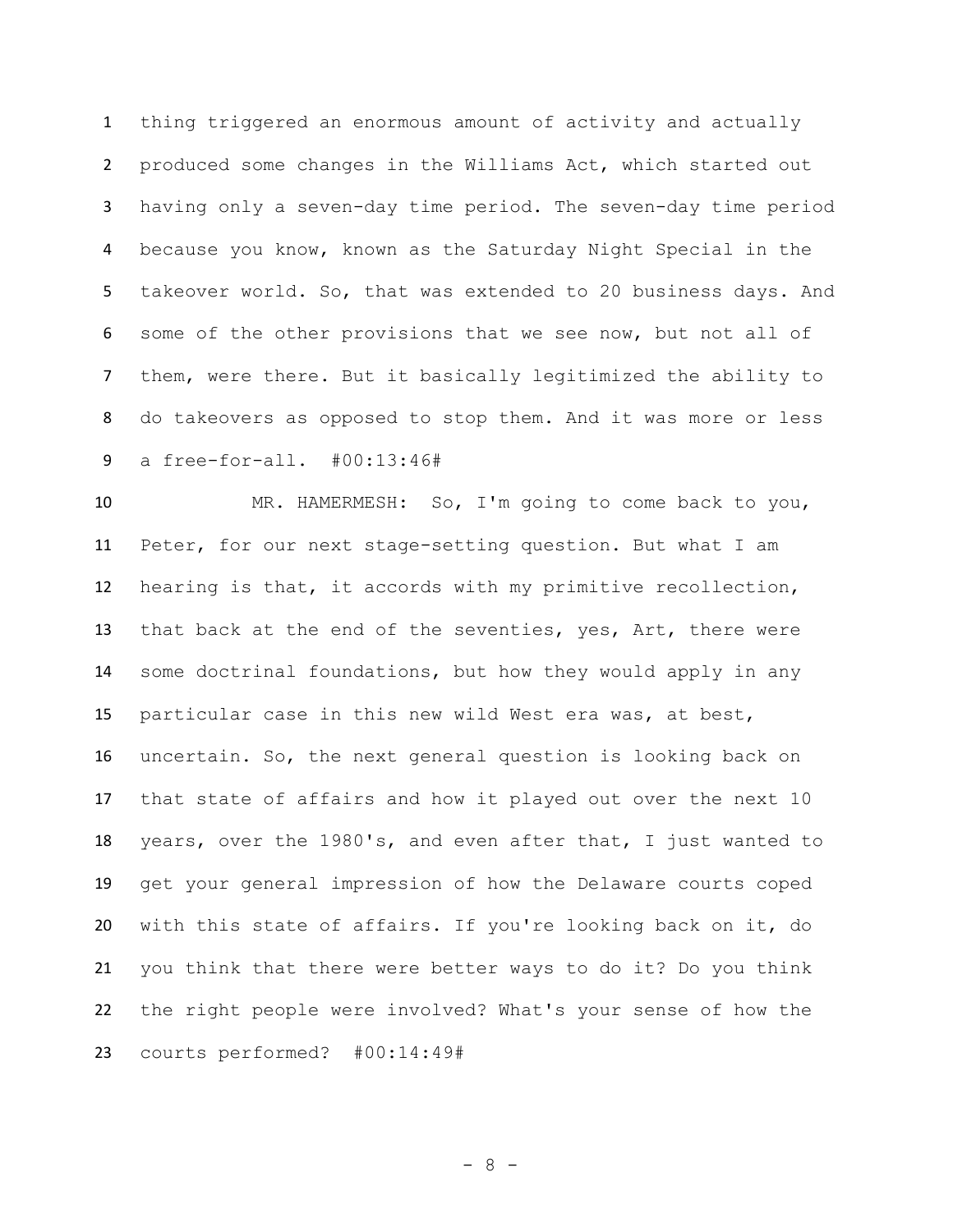thing triggered an enormous amount of activity and actually produced some changes in the Williams Act, which started out having only a seven-day time period. The seven-day time period because you know, known as the Saturday Night Special in the takeover world. So, that was extended to 20 business days. And some of the other provisions that we see now, but not all of them, were there. But it basically legitimized the ability to do takeovers as opposed to stop them. And it was more or less a free-for-all. #00:13:46#

MR. HAMERMESH: So, I'm going to come back to you, Peter, for our next stage-setting question. But what I am hearing is that, it accords with my primitive recollection, that back at the end of the seventies, yes, Art, there were some doctrinal foundations, but how they would apply in any particular case in this new wild West era was, at best, uncertain. So, the next general question is looking back on that state of affairs and how it played out over the next 10 years, over the 1980's, and even after that, I just wanted to get your general impression of how the Delaware courts coped with this state of affairs. If you're looking back on it, do you think that there were better ways to do it? Do you think the right people were involved? What's your sense of how the courts performed? #00:14:49#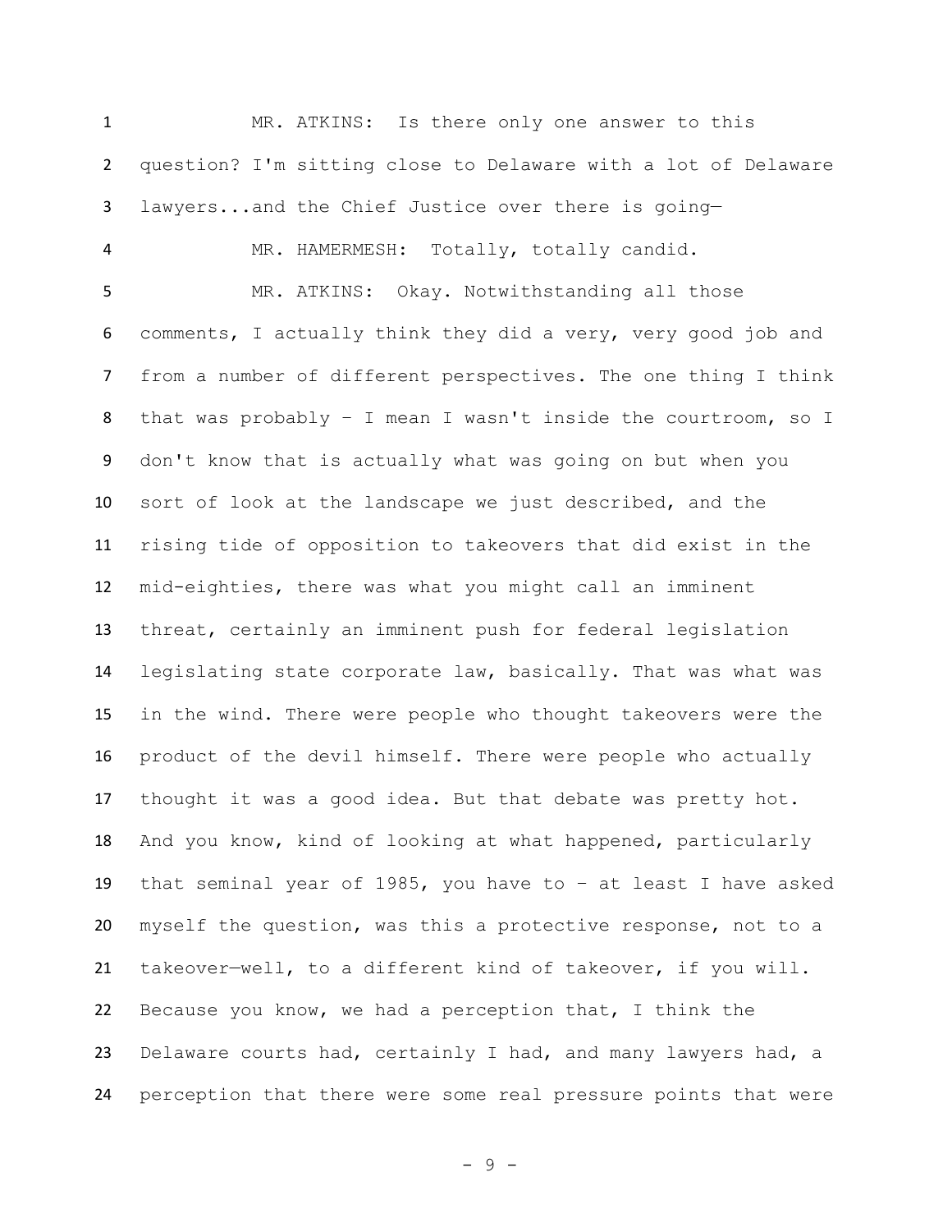MR. ATKINS: Is there only one answer to this question? I'm sitting close to Delaware with a lot of Delaware lawyers...and the Chief Justice over there is going—

MR. HAMERMESH: Totally, totally candid.

MR. ATKINS: Okay. Notwithstanding all those comments, I actually think they did a very, very good job and from a number of different perspectives. The one thing I think that was probably – I mean I wasn't inside the courtroom, so I don't know that is actually what was going on but when you sort of look at the landscape we just described, and the rising tide of opposition to takeovers that did exist in the mid-eighties, there was what you might call an imminent threat, certainly an imminent push for federal legislation legislating state corporate law, basically. That was what was in the wind. There were people who thought takeovers were the product of the devil himself. There were people who actually thought it was a good idea. But that debate was pretty hot. And you know, kind of looking at what happened, particularly that seminal year of 1985, you have to – at least I have asked myself the question, was this a protective response, not to a takeover—well, to a different kind of takeover, if you will. Because you know, we had a perception that, I think the Delaware courts had, certainly I had, and many lawyers had, a perception that there were some real pressure points that were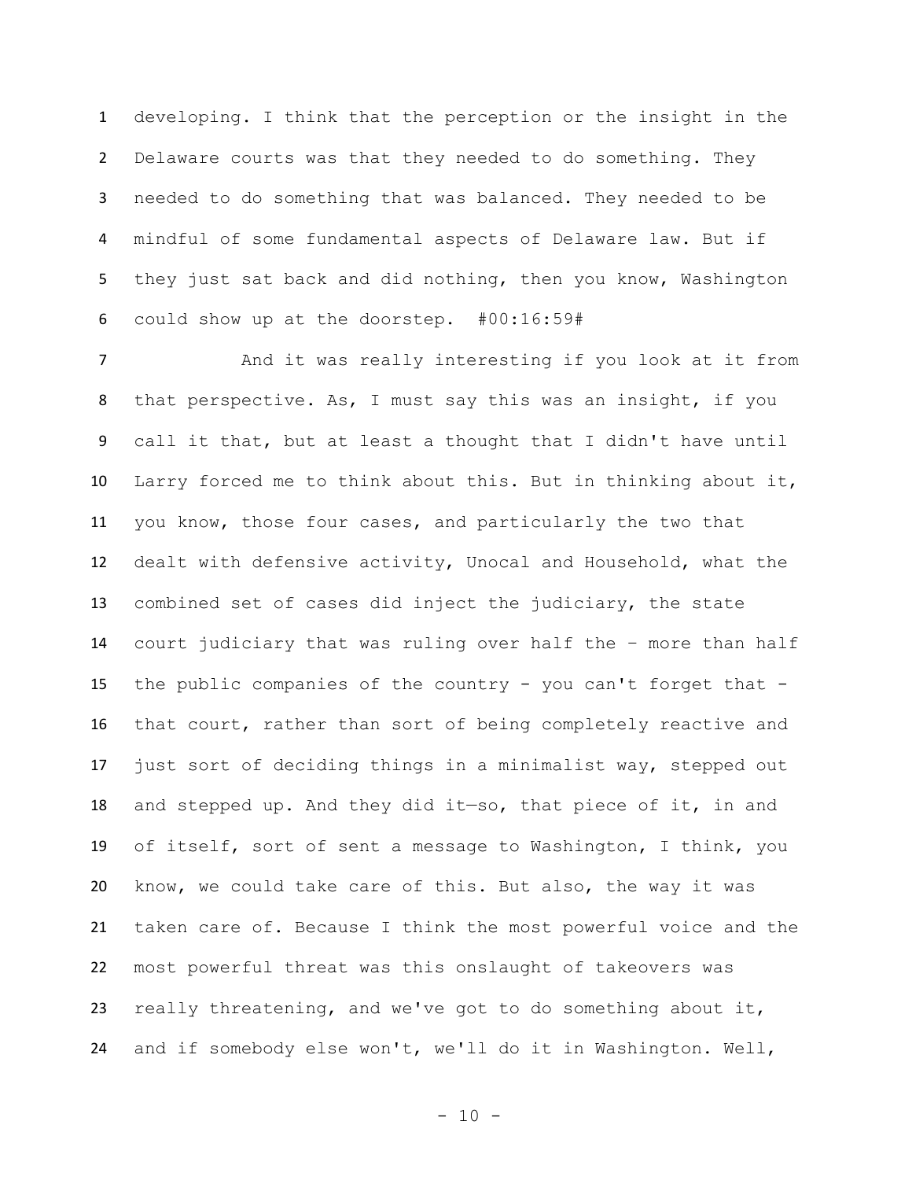developing. I think that the perception or the insight in the Delaware courts was that they needed to do something. They needed to do something that was balanced. They needed to be mindful of some fundamental aspects of Delaware law. But if they just sat back and did nothing, then you know, Washington could show up at the doorstep. #00:16:59#

And it was really interesting if you look at it from that perspective. As, I must say this was an insight, if you call it that, but at least a thought that I didn't have until Larry forced me to think about this. But in thinking about it, you know, those four cases, and particularly the two that dealt with defensive activity, Unocal and Household, what the combined set of cases did inject the judiciary, the state court judiciary that was ruling over half the – more than half the public companies of the country - you can't forget that - that court, rather than sort of being completely reactive and just sort of deciding things in a minimalist way, stepped out and stepped up. And they did it—so, that piece of it, in and of itself, sort of sent a message to Washington, I think, you know, we could take care of this. But also, the way it was taken care of. Because I think the most powerful voice and the most powerful threat was this onslaught of takeovers was really threatening, and we've got to do something about it, and if somebody else won't, we'll do it in Washington. Well,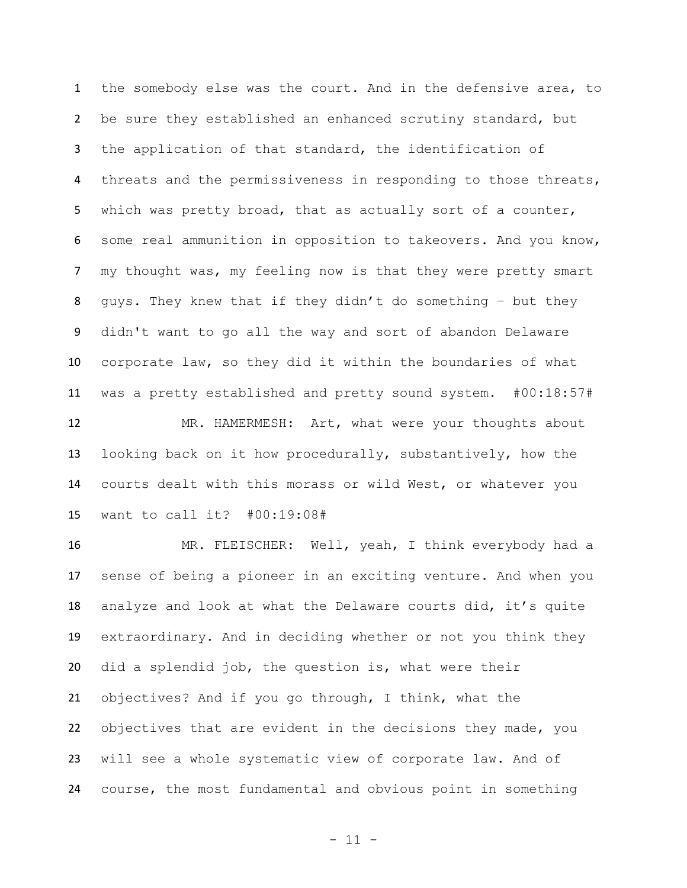the somebody else was the court. And in the defensive area, to be sure they established an enhanced scrutiny standard, but the application of that standard, the identification of threats and the permissiveness in responding to those threats, which was pretty broad, that as actually sort of a counter, some real ammunition in opposition to takeovers. And you know, my thought was, my feeling now is that they were pretty smart guys. They knew that if they didn't do something – but they didn't want to go all the way and sort of abandon Delaware corporate law, so they did it within the boundaries of what was a pretty established and pretty sound system. #00:18:57#

MR. HAMERMESH: Art, what were your thoughts about looking back on it how procedurally, substantively, how the courts dealt with this morass or wild West, or whatever you want to call it? #00:19:08#

MR. FLEISCHER: Well, yeah, I think everybody had a sense of being a pioneer in an exciting venture. And when you analyze and look at what the Delaware courts did, it's quite extraordinary. And in deciding whether or not you think they did a splendid job, the question is, what were their objectives? And if you go through, I think, what the objectives that are evident in the decisions they made, you will see a whole systematic view of corporate law. And of course, the most fundamental and obvious point in something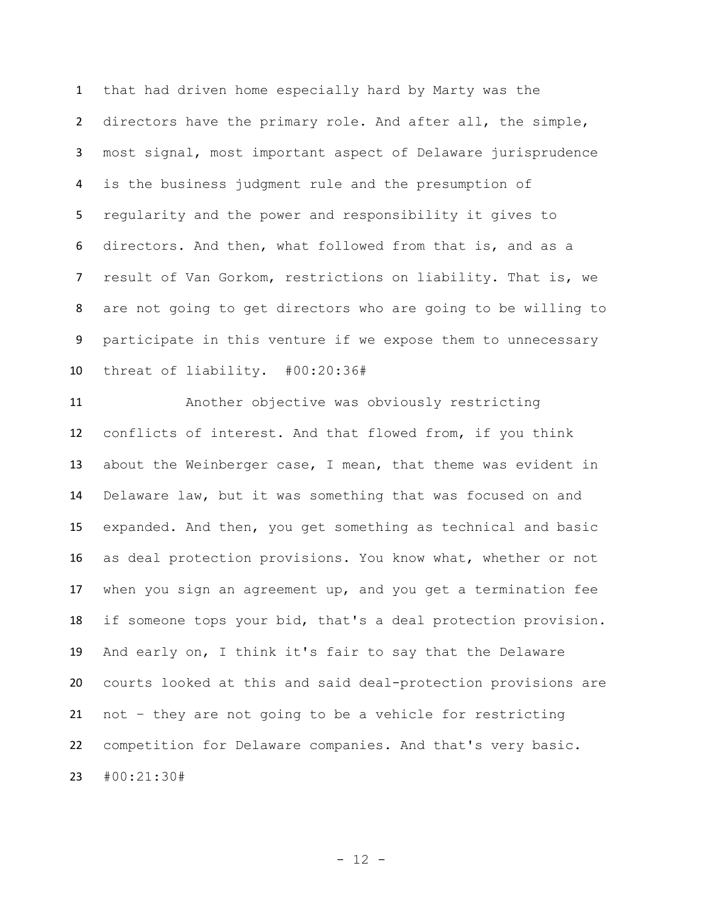that had driven home especially hard by Marty was the directors have the primary role. And after all, the simple, most signal, most important aspect of Delaware jurisprudence is the business judgment rule and the presumption of regularity and the power and responsibility it gives to directors. And then, what followed from that is, and as a result of Van Gorkom, restrictions on liability. That is, we are not going to get directors who are going to be willing to participate in this venture if we expose them to unnecessary threat of liability. #00:20:36#

Another objective was obviously restricting conflicts of interest. And that flowed from, if you think about the Weinberger case, I mean, that theme was evident in Delaware law, but it was something that was focused on and expanded. And then, you get something as technical and basic as deal protection provisions. You know what, whether or not when you sign an agreement up, and you get a termination fee if someone tops your bid, that's a deal protection provision. And early on, I think it's fair to say that the Delaware courts looked at this and said deal-protection provisions are not – they are not going to be a vehicle for restricting competition for Delaware companies. And that's very basic. #00:21:30#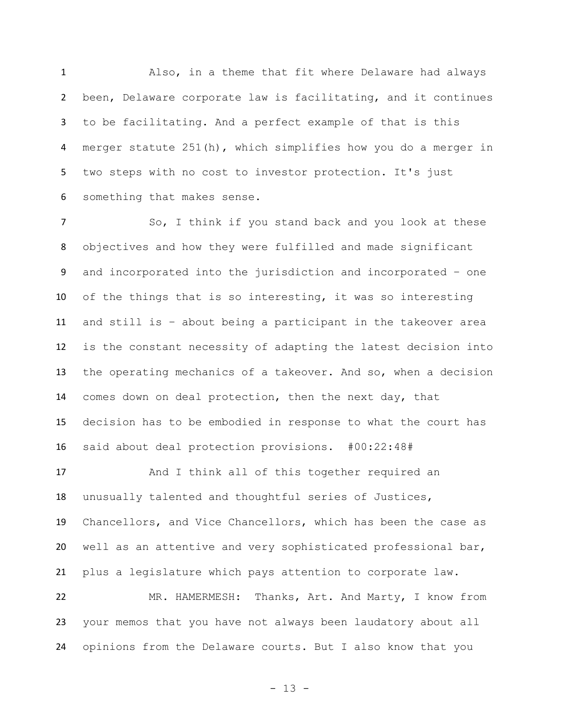Also, in a theme that fit where Delaware had always been, Delaware corporate law is facilitating, and it continues to be facilitating. And a perfect example of that is this merger statute 251(h), which simplifies how you do a merger in two steps with no cost to investor protection. It's just something that makes sense.

So, I think if you stand back and you look at these objectives and how they were fulfilled and made significant and incorporated into the jurisdiction and incorporated – one of the things that is so interesting, it was so interesting and still is – about being a participant in the takeover area is the constant necessity of adapting the latest decision into the operating mechanics of a takeover. And so, when a decision comes down on deal protection, then the next day, that decision has to be embodied in response to what the court has said about deal protection provisions. #00:22:48#

And I think all of this together required an unusually talented and thoughtful series of Justices, Chancellors, and Vice Chancellors, which has been the case as well as an attentive and very sophisticated professional bar, plus a legislature which pays attention to corporate law.

MR. HAMERMESH: Thanks, Art. And Marty, I know from your memos that you have not always been laudatory about all opinions from the Delaware courts. But I also know that you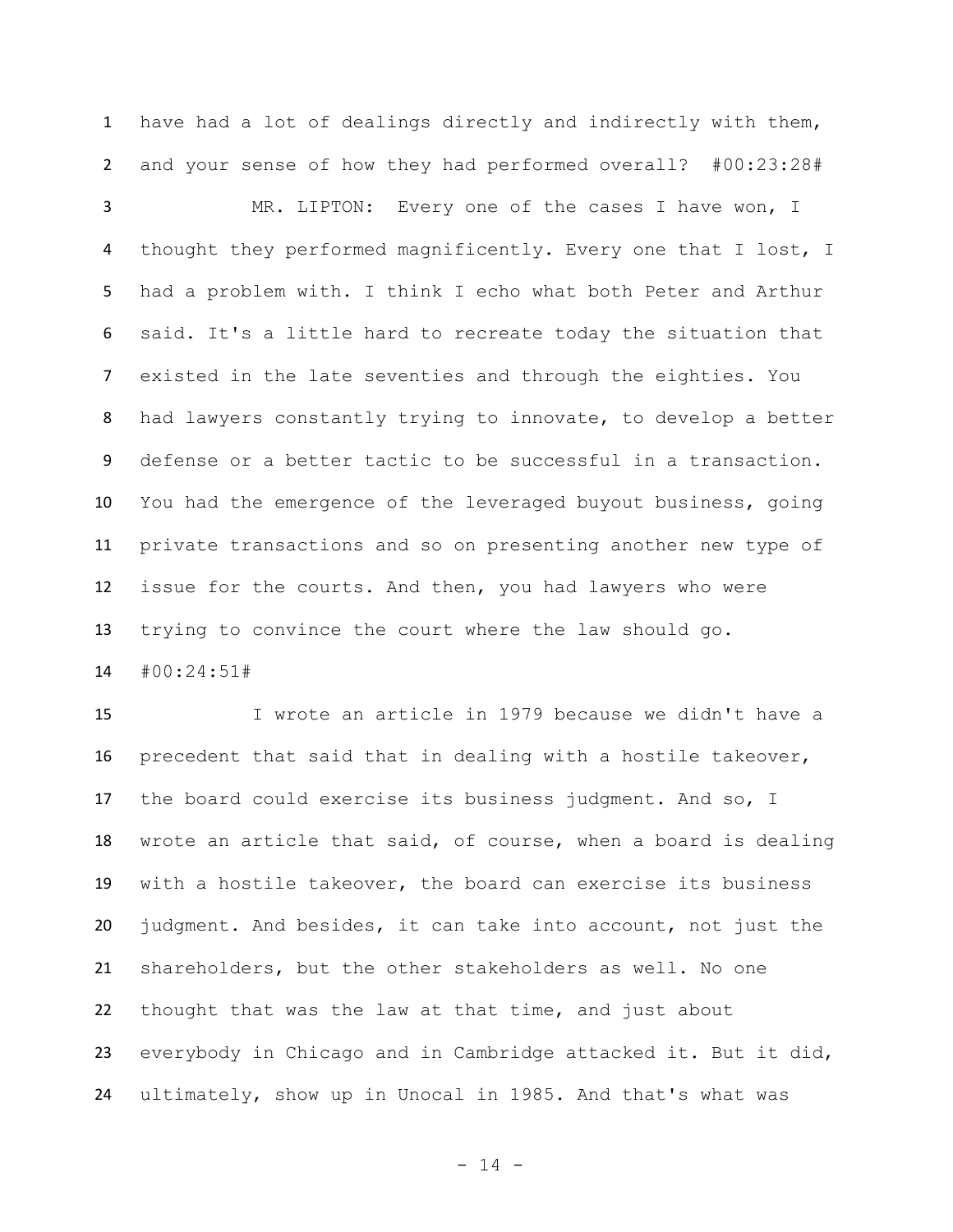have had a lot of dealings directly and indirectly with them, and your sense of how they had performed overall? #00:23:28#

MR. LIPTON: Every one of the cases I have won, I thought they performed magnificently. Every one that I lost, I had a problem with. I think I echo what both Peter and Arthur said. It's a little hard to recreate today the situation that existed in the late seventies and through the eighties. You had lawyers constantly trying to innovate, to develop a better defense or a better tactic to be successful in a transaction. You had the emergence of the leveraged buyout business, going private transactions and so on presenting another new type of issue for the courts. And then, you had lawyers who were trying to convince the court where the law should go. #00:24:51#

I wrote an article in 1979 because we didn't have a precedent that said that in dealing with a hostile takeover, the board could exercise its business judgment. And so, I wrote an article that said, of course, when a board is dealing with a hostile takeover, the board can exercise its business judgment. And besides, it can take into account, not just the shareholders, but the other stakeholders as well. No one thought that was the law at that time, and just about everybody in Chicago and in Cambridge attacked it. But it did, ultimately, show up in Unocal in 1985. And that's what was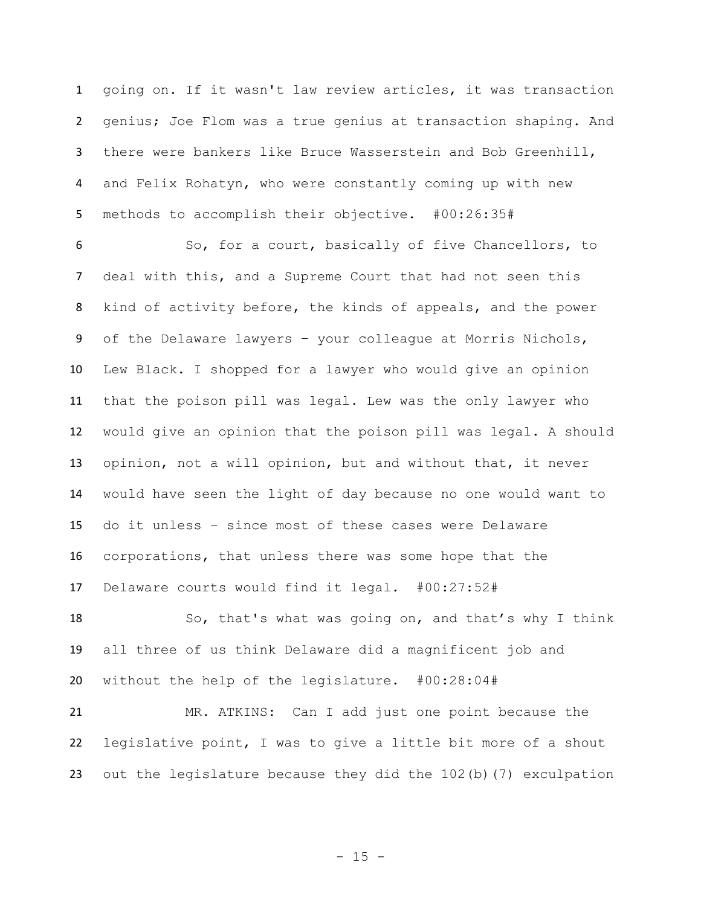going on. If it wasn't law review articles, it was transaction genius; Joe Flom was a true genius at transaction shaping. And there were bankers like Bruce Wasserstein and Bob Greenhill, and Felix Rohatyn, who were constantly coming up with new methods to accomplish their objective. #00:26:35#

So, for a court, basically of five Chancellors, to deal with this, and a Supreme Court that had not seen this kind of activity before, the kinds of appeals, and the power of the Delaware lawyers – your colleague at Morris Nichols, Lew Black. I shopped for a lawyer who would give an opinion that the poison pill was legal. Lew was the only lawyer who would give an opinion that the poison pill was legal. A should opinion, not a will opinion, but and without that, it never would have seen the light of day because no one would want to do it unless – since most of these cases were Delaware corporations, that unless there was some hope that the Delaware courts would find it legal. #00:27:52#

So, that's what was going on, and that's why I think all three of us think Delaware did a magnificent job and without the help of the legislature. #00:28:04#

MR. ATKINS: Can I add just one point because the legislative point, I was to give a little bit more of a shout out the legislature because they did the 102(b)(7) exculpation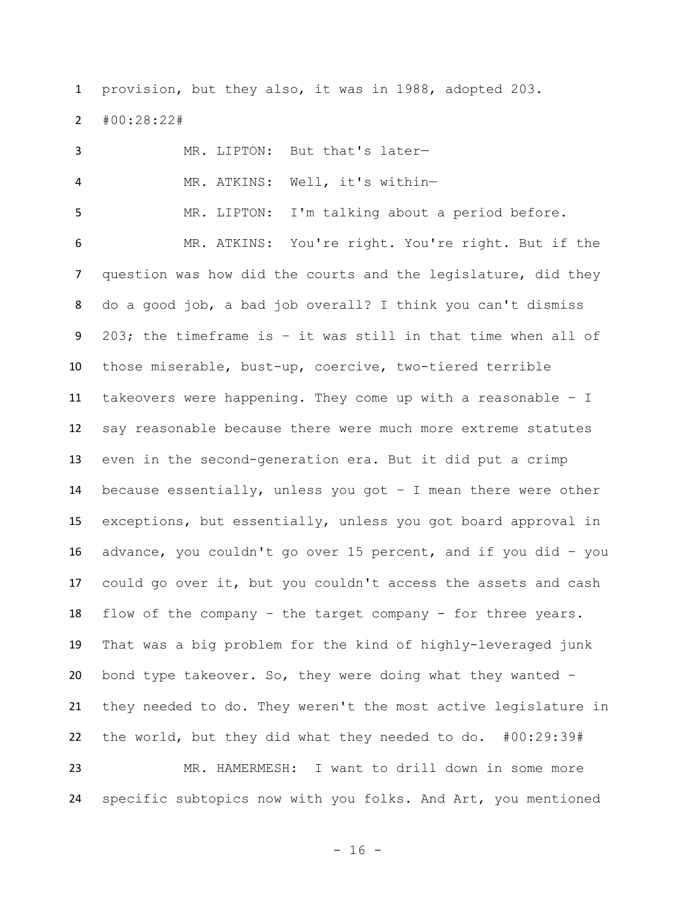provision, but they also, it was in 1988, adopted 203. #00:28:22#

MR. LIPTON: But that's later—

MR. ATKINS: Well, it's within—

MR. LIPTON: I'm talking about a period before.

MR. ATKINS: You're right. You're right. But if the question was how did the courts and the legislature, did they do a good job, a bad job overall? I think you can't dismiss 203; the timeframe is – it was still in that time when all of those miserable, bust-up, coercive, two-tiered terrible takeovers were happening. They come up with a reasonable – I say reasonable because there were much more extreme statutes even in the second-generation era. But it did put a crimp because essentially, unless you got – I mean there were other exceptions, but essentially, unless you got board approval in advance, you couldn't go over 15 percent, and if you did – you could go over it, but you couldn't access the assets and cash flow of the company – the target company - for three years. That was a big problem for the kind of highly-leveraged junk bond type takeover. So, they were doing what they wanted – they needed to do. They weren't the most active legislature in the world, but they did what they needed to do. #00:29:39#

MR. HAMERMESH: I want to drill down in some more specific subtopics now with you folks. And Art, you mentioned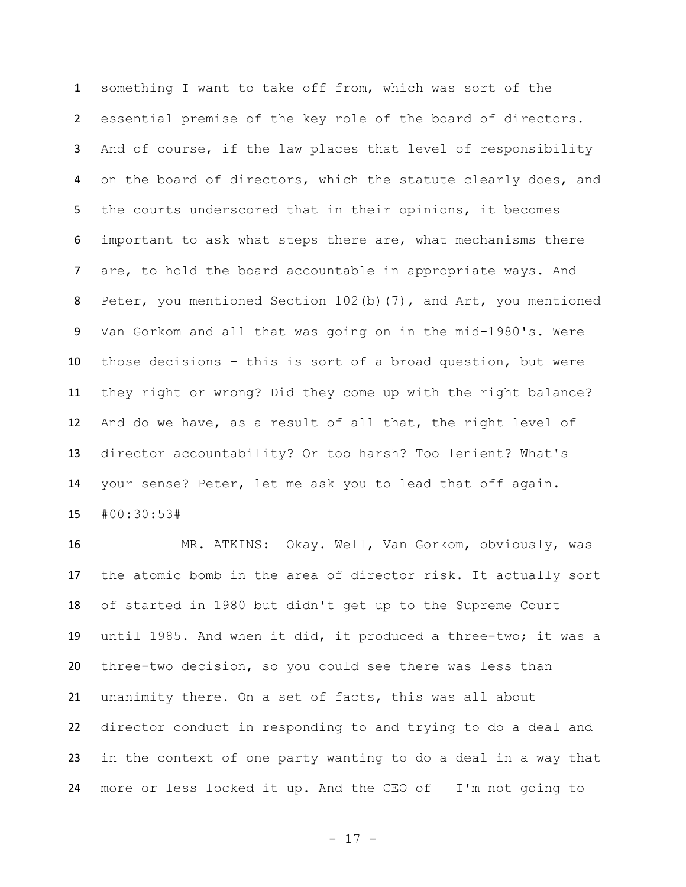something I want to take off from, which was sort of the essential premise of the key role of the board of directors. And of course, if the law places that level of responsibility on the board of directors, which the statute clearly does, and the courts underscored that in their opinions, it becomes important to ask what steps there are, what mechanisms there are, to hold the board accountable in appropriate ways. And Peter, you mentioned Section 102(b)(7), and Art, you mentioned Van Gorkom and all that was going on in the mid-1980's. Were those decisions – this is sort of a broad question, but were they right or wrong? Did they come up with the right balance? And do we have, as a result of all that, the right level of director accountability? Or too harsh? Too lenient? What's your sense? Peter, let me ask you to lead that off again. #00:30:53#

MR. ATKINS: Okay. Well, Van Gorkom, obviously, was the atomic bomb in the area of director risk. It actually sort of started in 1980 but didn't get up to the Supreme Court until 1985. And when it did, it produced a three-two; it was a three-two decision, so you could see there was less than unanimity there. On a set of facts, this was all about director conduct in responding to and trying to do a deal and in the context of one party wanting to do a deal in a way that more or less locked it up. And the CEO of – I'm not going to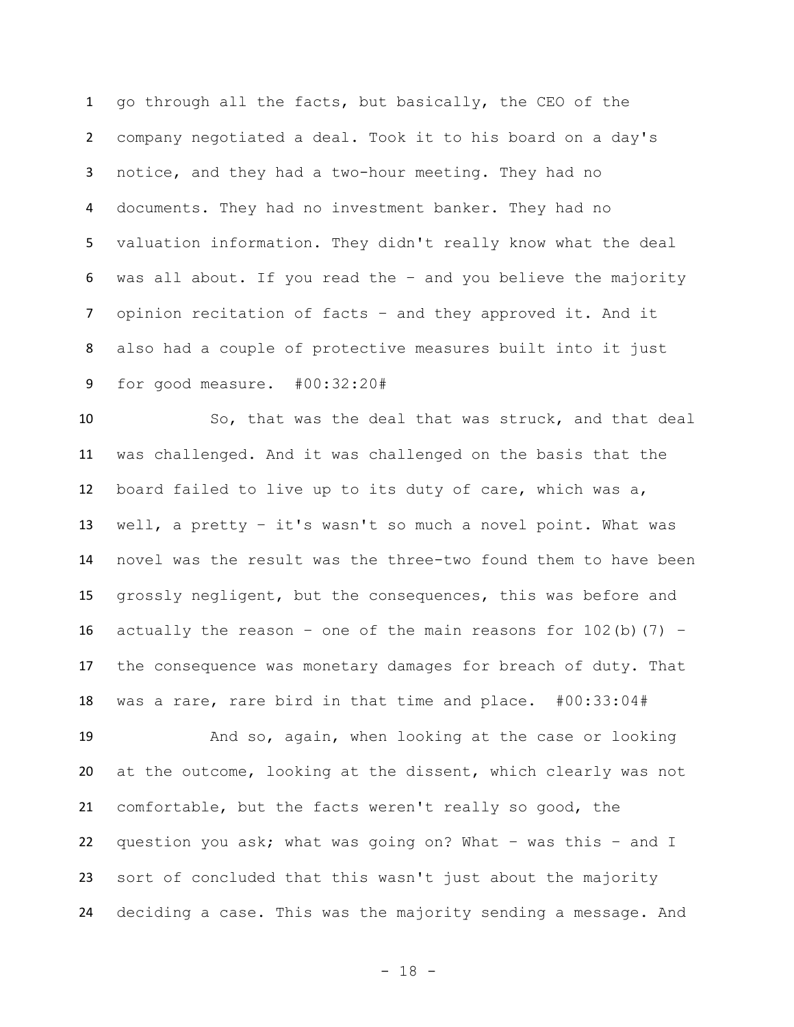go through all the facts, but basically, the CEO of the company negotiated a deal. Took it to his board on a day's notice, and they had a two-hour meeting. They had no documents. They had no investment banker. They had no valuation information. They didn't really know what the deal was all about. If you read the – and you believe the majority opinion recitation of facts – and they approved it. And it also had a couple of protective measures built into it just for good measure. #00:32:20#

So, that was the deal that was struck, and that deal was challenged. And it was challenged on the basis that the board failed to live up to its duty of care, which was a, well, a pretty – it's wasn't so much a novel point. What was novel was the result was the three-two found them to have been grossly negligent, but the consequences, this was before and actually the reason – one of the main reasons for 102(b)(7) – the consequence was monetary damages for breach of duty. That was a rare, rare bird in that time and place. #00:33:04#

And so, again, when looking at the case or looking at the outcome, looking at the dissent, which clearly was not comfortable, but the facts weren't really so good, the question you ask; what was going on? What – was this – and I sort of concluded that this wasn't just about the majority deciding a case. This was the majority sending a message. And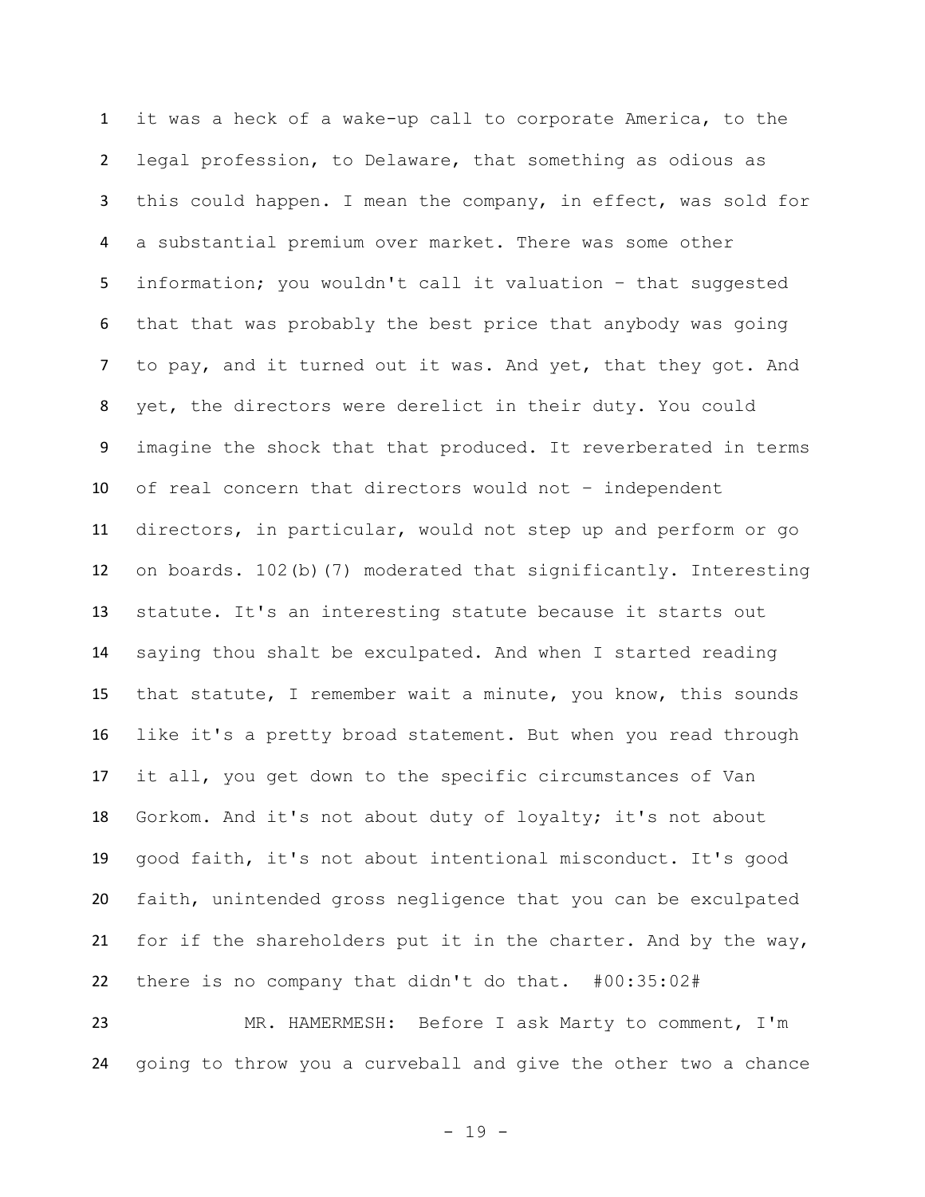it was a heck of a wake-up call to corporate America, to the legal profession, to Delaware, that something as odious as this could happen. I mean the company, in effect, was sold for a substantial premium over market. There was some other information; you wouldn't call it valuation – that suggested that that was probably the best price that anybody was going to pay, and it turned out it was. And yet, that they got. And yet, the directors were derelict in their duty. You could imagine the shock that that produced. It reverberated in terms of real concern that directors would not – independent directors, in particular, would not step up and perform or go on boards. 102(b)(7) moderated that significantly. Interesting statute. It's an interesting statute because it starts out saying thou shalt be exculpated. And when I started reading that statute, I remember wait a minute, you know, this sounds like it's a pretty broad statement. But when you read through it all, you get down to the specific circumstances of Van Gorkom. And it's not about duty of loyalty; it's not about good faith, it's not about intentional misconduct. It's good faith, unintended gross negligence that you can be exculpated for if the shareholders put it in the charter. And by the way, there is no company that didn't do that. #00:35:02#

MR. HAMERMESH: Before I ask Marty to comment, I'm going to throw you a curveball and give the other two a chance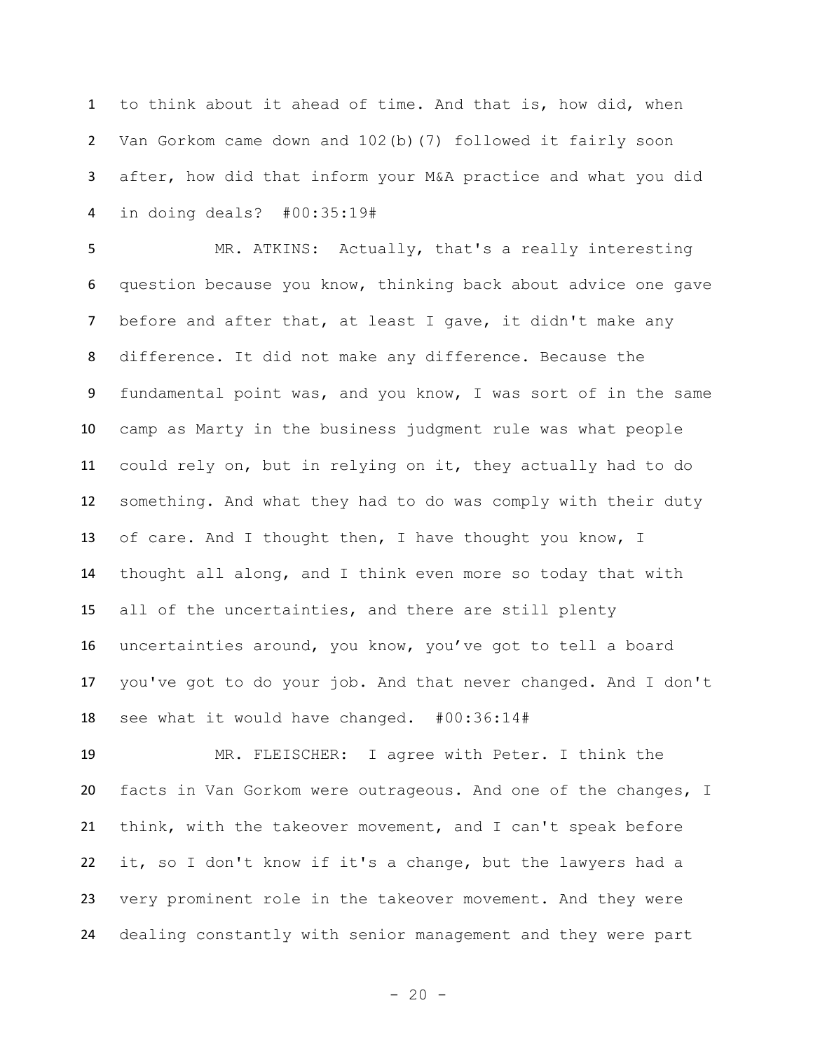to think about it ahead of time. And that is, how did, when Van Gorkom came down and 102(b)(7) followed it fairly soon after, how did that inform your M&A practice and what you did in doing deals? #00:35:19#

MR. ATKINS: Actually, that's a really interesting question because you know, thinking back about advice one gave before and after that, at least I gave, it didn't make any difference. It did not make any difference. Because the fundamental point was, and you know, I was sort of in the same camp as Marty in the business judgment rule was what people could rely on, but in relying on it, they actually had to do something. And what they had to do was comply with their duty of care. And I thought then, I have thought you know, I thought all along, and I think even more so today that with all of the uncertainties, and there are still plenty uncertainties around, you know, you've got to tell a board you've got to do your job. And that never changed. And I don't see what it would have changed. #00:36:14#

MR. FLEISCHER: I agree with Peter. I think the facts in Van Gorkom were outrageous. And one of the changes, I think, with the takeover movement, and I can't speak before it, so I don't know if it's a change, but the lawyers had a very prominent role in the takeover movement. And they were dealing constantly with senior management and they were part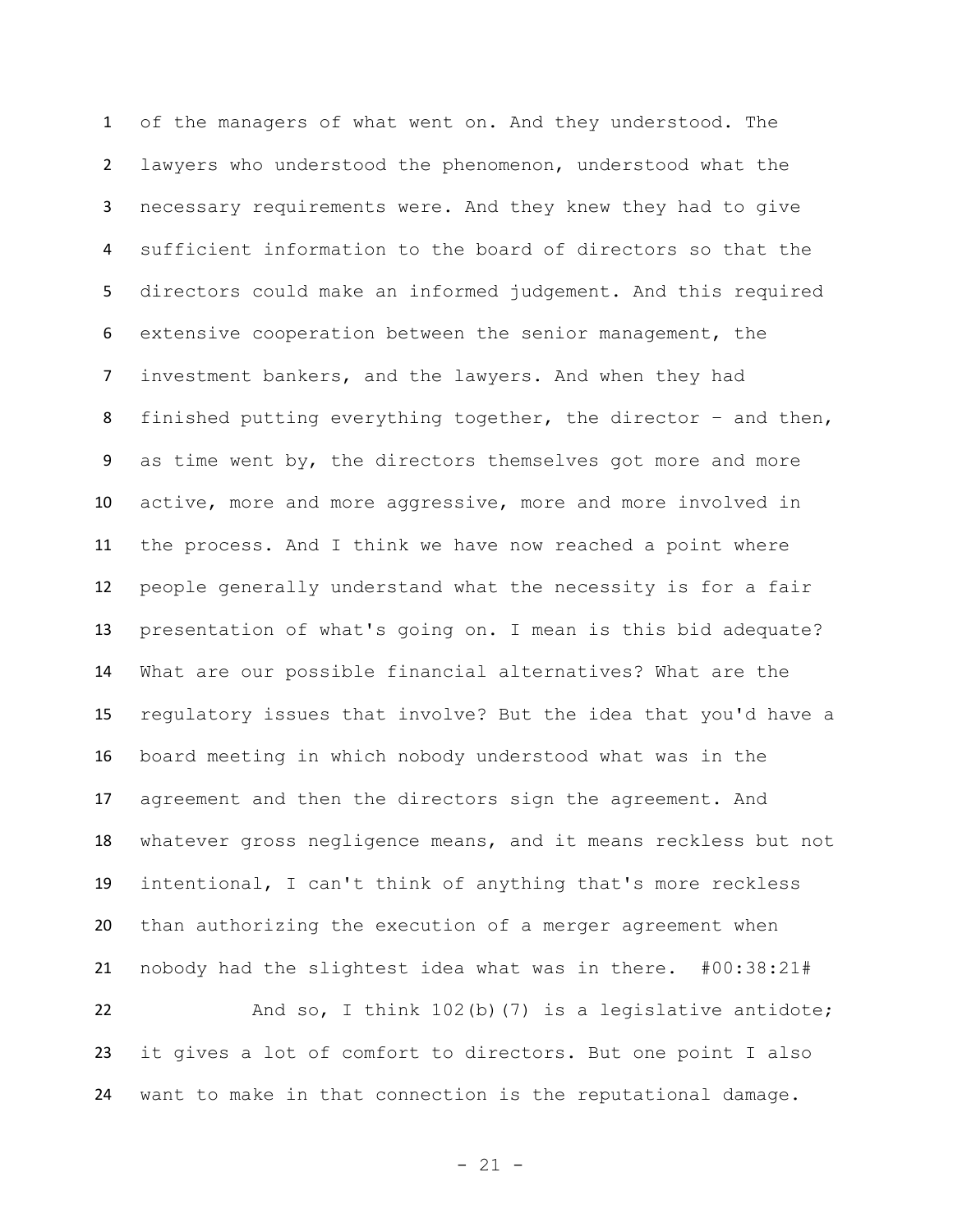of the managers of what went on. And they understood. The lawyers who understood the phenomenon, understood what the necessary requirements were. And they knew they had to give sufficient information to the board of directors so that the directors could make an informed judgement. And this required extensive cooperation between the senior management, the investment bankers, and the lawyers. And when they had finished putting everything together, the director – and then, as time went by, the directors themselves got more and more active, more and more aggressive, more and more involved in the process. And I think we have now reached a point where people generally understand what the necessity is for a fair presentation of what's going on. I mean is this bid adequate? What are our possible financial alternatives? What are the regulatory issues that involve? But the idea that you'd have a board meeting in which nobody understood what was in the agreement and then the directors sign the agreement. And whatever gross negligence means, and it means reckless but not intentional, I can't think of anything that's more reckless than authorizing the execution of a merger agreement when nobody had the slightest idea what was in there. #00:38:21#

And so, I think 102(b)(7) is a legislative antidote; it gives a lot of comfort to directors. But one point I also want to make in that connection is the reputational damage.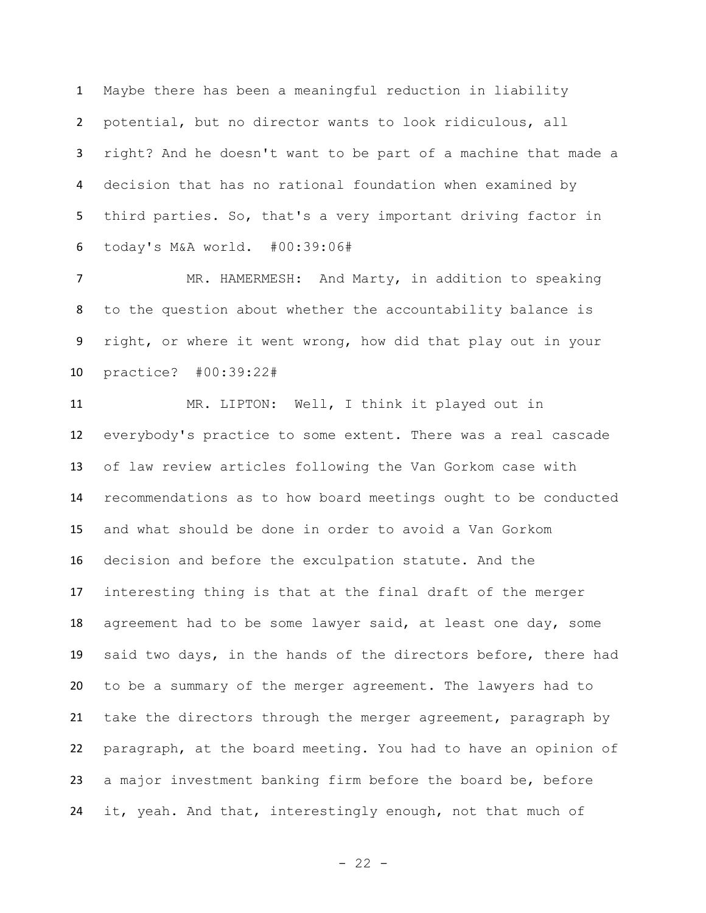Maybe there has been a meaningful reduction in liability potential, but no director wants to look ridiculous, all right? And he doesn't want to be part of a machine that made a decision that has no rational foundation when examined by third parties. So, that's a very important driving factor in today's M&A world. #00:39:06#

MR. HAMERMESH: And Marty, in addition to speaking to the question about whether the accountability balance is right, or where it went wrong, how did that play out in your practice? #00:39:22#

MR. LIPTON: Well, I think it played out in everybody's practice to some extent. There was a real cascade of law review articles following the Van Gorkom case with recommendations as to how board meetings ought to be conducted and what should be done in order to avoid a Van Gorkom decision and before the exculpation statute. And the interesting thing is that at the final draft of the merger agreement had to be some lawyer said, at least one day, some said two days, in the hands of the directors before, there had to be a summary of the merger agreement. The lawyers had to take the directors through the merger agreement, paragraph by paragraph, at the board meeting. You had to have an opinion of a major investment banking firm before the board be, before it, yeah. And that, interestingly enough, not that much of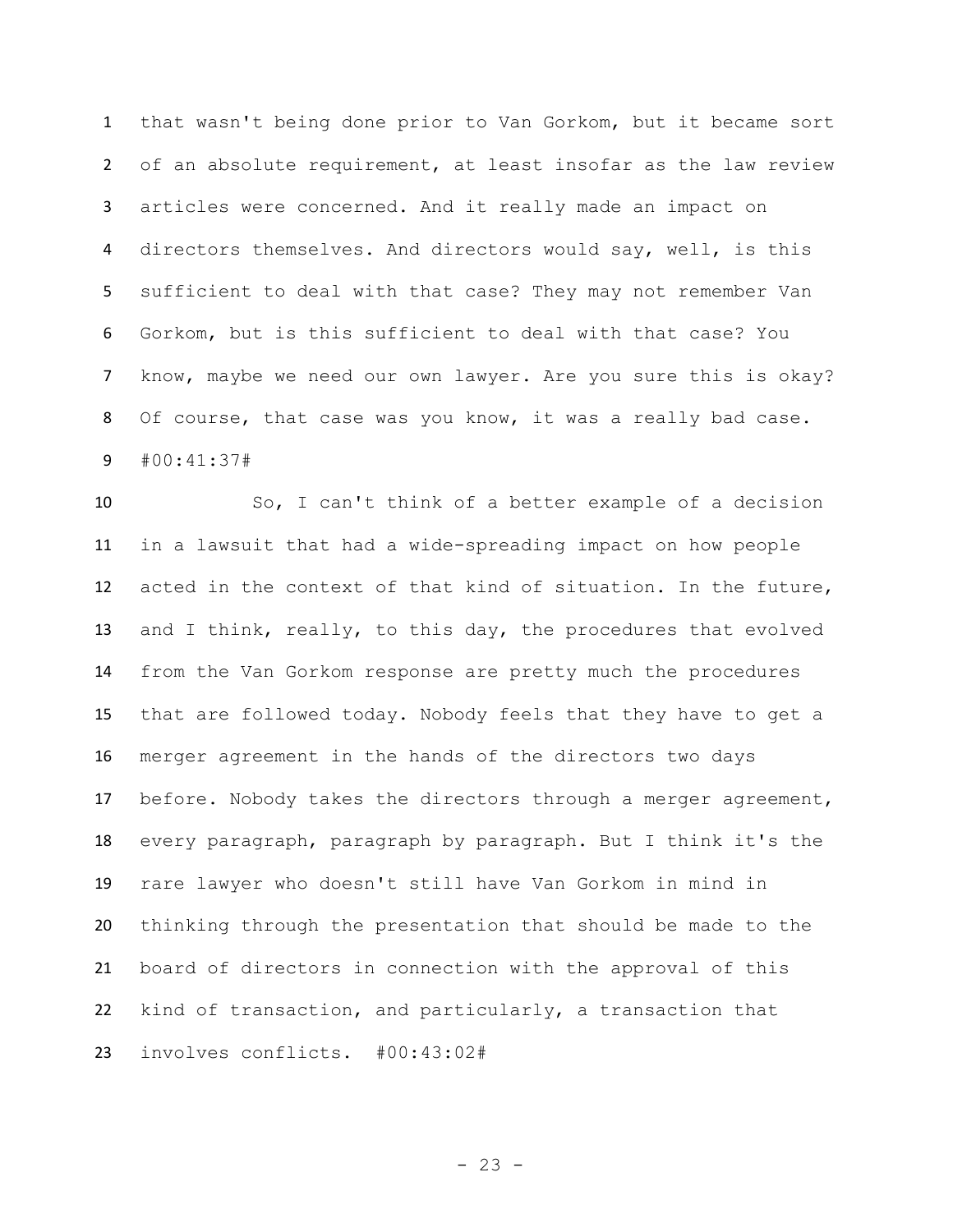that wasn't being done prior to Van Gorkom, but it became sort of an absolute requirement, at least insofar as the law review articles were concerned. And it really made an impact on directors themselves. And directors would say, well, is this sufficient to deal with that case? They may not remember Van Gorkom, but is this sufficient to deal with that case? You know, maybe we need our own lawyer. Are you sure this is okay? Of course, that case was you know, it was a really bad case. #00:41:37#

So, I can't think of a better example of a decision in a lawsuit that had a wide-spreading impact on how people acted in the context of that kind of situation. In the future, and I think, really, to this day, the procedures that evolved from the Van Gorkom response are pretty much the procedures that are followed today. Nobody feels that they have to get a merger agreement in the hands of the directors two days before. Nobody takes the directors through a merger agreement, every paragraph, paragraph by paragraph. But I think it's the rare lawyer who doesn't still have Van Gorkom in mind in thinking through the presentation that should be made to the board of directors in connection with the approval of this kind of transaction, and particularly, a transaction that involves conflicts. #00:43:02#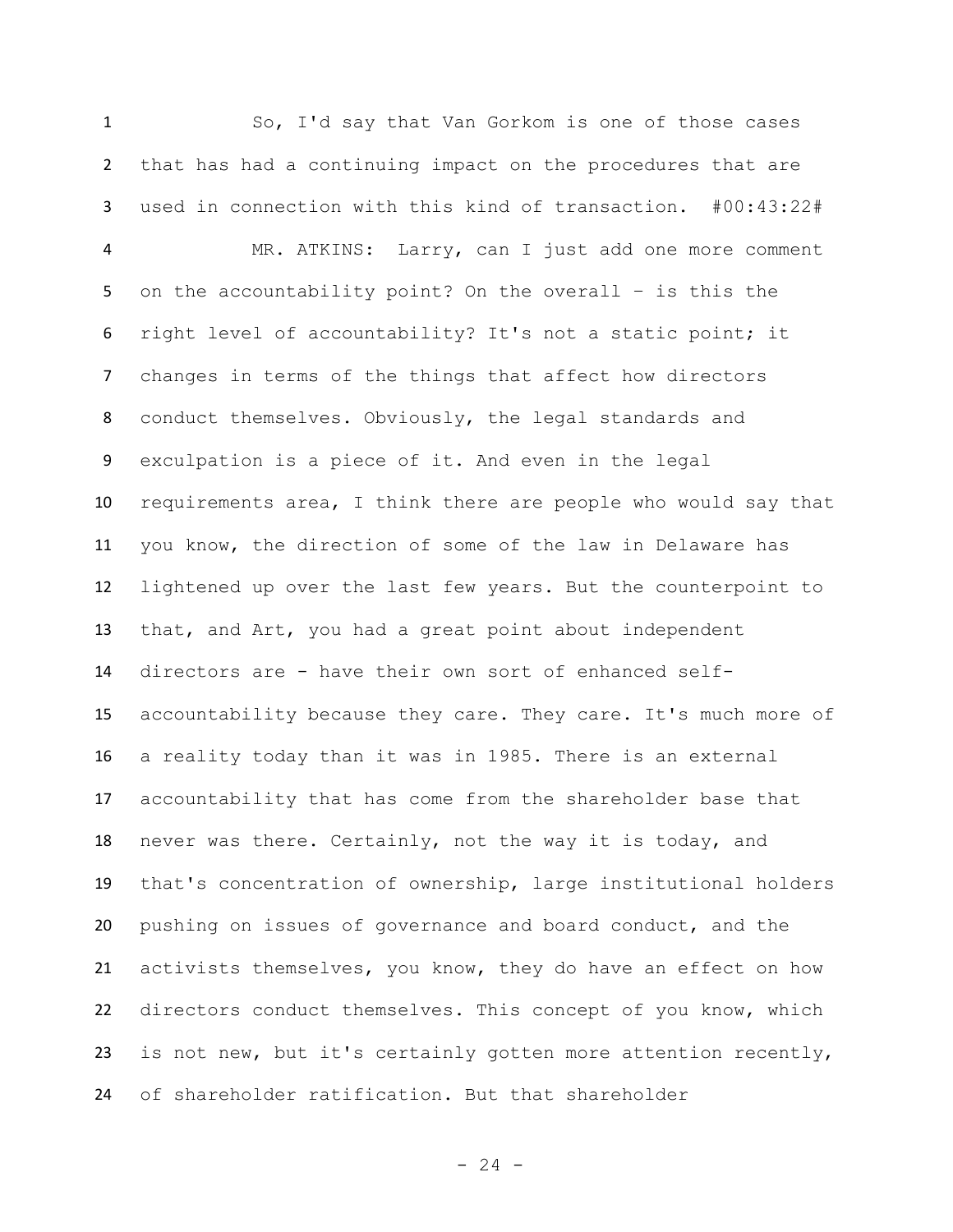So, I'd say that Van Gorkom is one of those cases that has had a continuing impact on the procedures that are used in connection with this kind of transaction. #00:43:22#

MR. ATKINS: Larry, can I just add one more comment on the accountability point? On the overall – is this the right level of accountability? It's not a static point; it changes in terms of the things that affect how directors conduct themselves. Obviously, the legal standards and exculpation is a piece of it. And even in the legal requirements area, I think there are people who would say that you know, the direction of some of the law in Delaware has lightened up over the last few years. But the counterpoint to that, and Art, you had a great point about independent directors are - have their own sort of enhanced self-accountability because they care. They care. It's much more of a reality today than it was in 1985. There is an external accountability that has come from the shareholder base that never was there. Certainly, not the way it is today, and that's concentration of ownership, large institutional holders pushing on issues of governance and board conduct, and the activists themselves, you know, they do have an effect on how directors conduct themselves. This concept of you know, which is not new, but it's certainly gotten more attention recently, of shareholder ratification. But that shareholder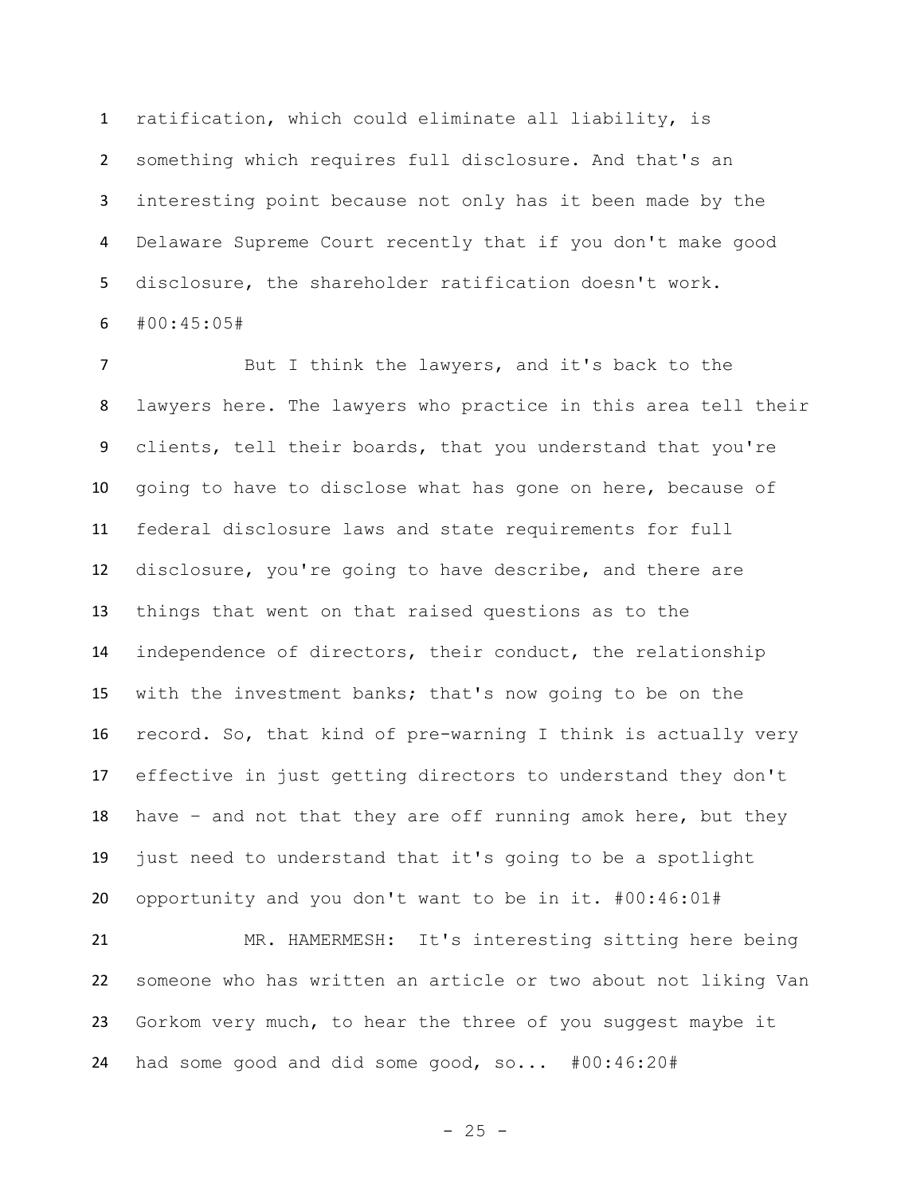ratification, which could eliminate all liability, is something which requires full disclosure. And that's an interesting point because not only has it been made by the Delaware Supreme Court recently that if you don't make good disclosure, the shareholder ratification doesn't work. #00:45:05#

But I think the lawyers, and it's back to the lawyers here. The lawyers who practice in this area tell their clients, tell their boards, that you understand that you're going to have to disclose what has gone on here, because of federal disclosure laws and state requirements for full disclosure, you're going to have describe, and there are things that went on that raised questions as to the independence of directors, their conduct, the relationship with the investment banks; that's now going to be on the record. So, that kind of pre-warning I think is actually very effective in just getting directors to understand they don't have – and not that they are off running amok here, but they just need to understand that it's going to be a spotlight opportunity and you don't want to be in it. #00:46:01#

MR. HAMERMESH: It's interesting sitting here being someone who has written an article or two about not liking Van Gorkom very much, to hear the three of you suggest maybe it had some good and did some good, so... #00:46:20#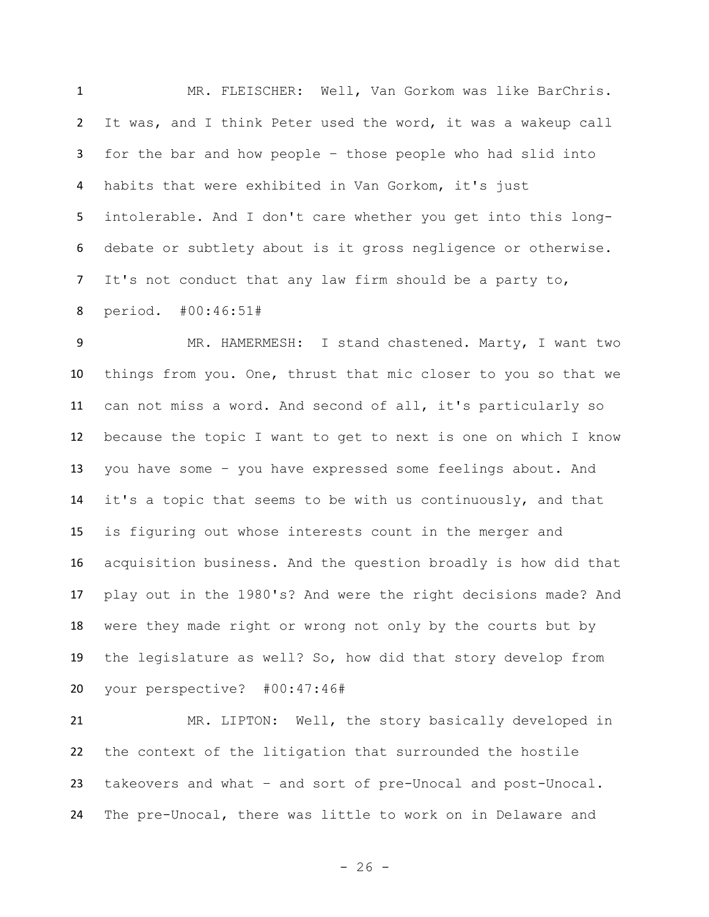MR. FLEISCHER: Well, Van Gorkom was like BarChris. It was, and I think Peter used the word, it was a wakeup call for the bar and how people – those people who had slid into habits that were exhibited in Van Gorkom, it's just intolerable. And I don't care whether you get into this long-debate or subtlety about is it gross negligence or otherwise. It's not conduct that any law firm should be a party to, period. #00:46:51#

MR. HAMERMESH: I stand chastened. Marty, I want two things from you. One, thrust that mic closer to you so that we can not miss a word. And second of all, it's particularly so because the topic I want to get to next is one on which I know you have some – you have expressed some feelings about. And it's a topic that seems to be with us continuously, and that is figuring out whose interests count in the merger and acquisition business. And the question broadly is how did that play out in the 1980's? And were the right decisions made? And were they made right or wrong not only by the courts but by the legislature as well? So, how did that story develop from your perspective? #00:47:46#

MR. LIPTON: Well, the story basically developed in the context of the litigation that surrounded the hostile takeovers and what – and sort of pre-Unocal and post-Unocal. The pre-Unocal, there was little to work on in Delaware and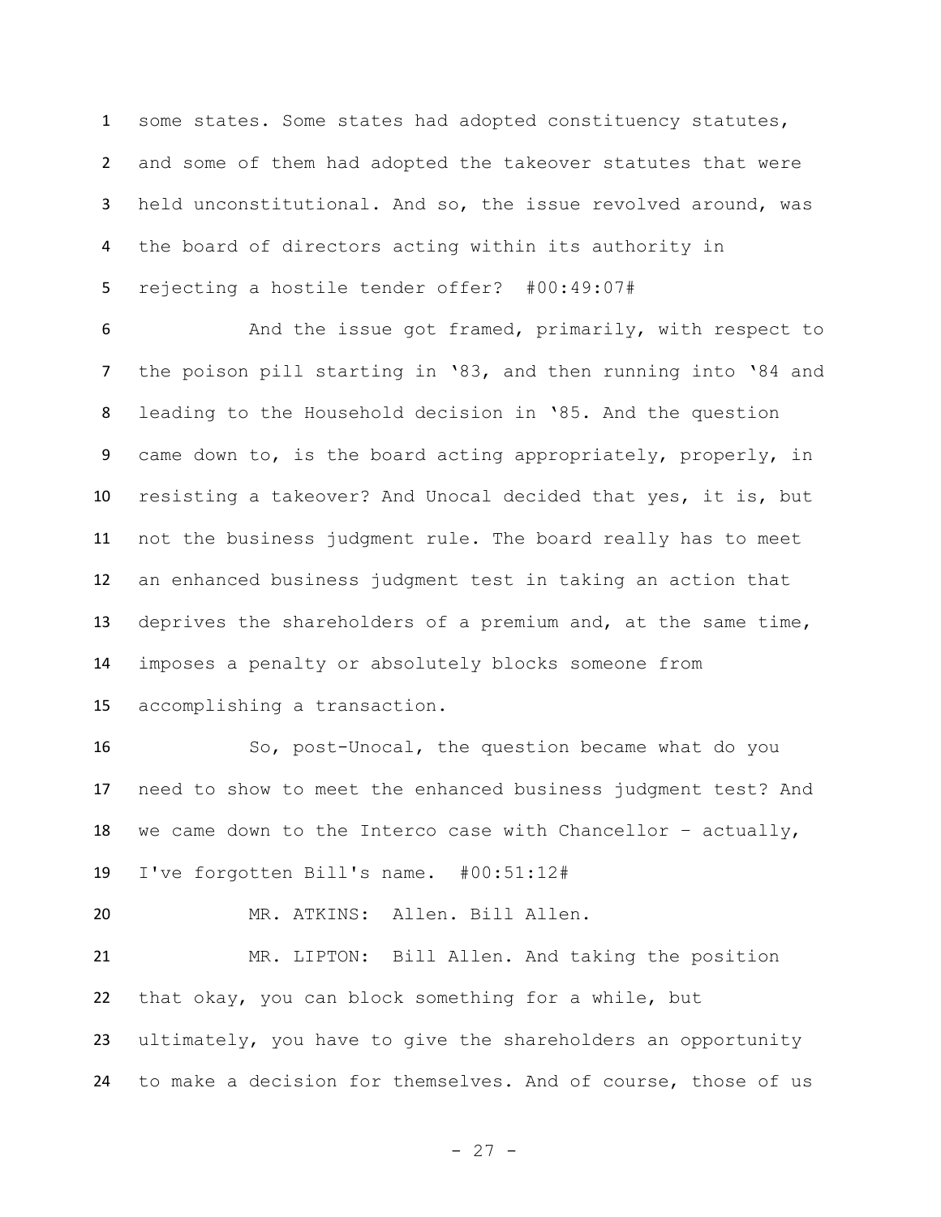some states. Some states had adopted constituency statutes, and some of them had adopted the takeover statutes that were held unconstitutional. And so, the issue revolved around, was the board of directors acting within its authority in rejecting a hostile tender offer? #00:49:07#

And the issue got framed, primarily, with respect to the poison pill starting in '83, and then running into '84 and leading to the Household decision in '85. And the question came down to, is the board acting appropriately, properly, in resisting a takeover? And Unocal decided that yes, it is, but not the business judgment rule. The board really has to meet an enhanced business judgment test in taking an action that deprives the shareholders of a premium and, at the same time, imposes a penalty or absolutely blocks someone from accomplishing a transaction.

So, post-Unocal, the question became what do you need to show to meet the enhanced business judgment test? And we came down to the Interco case with Chancellor – actually, I've forgotten Bill's name. #00:51:12#

MR. ATKINS: Allen. Bill Allen.

MR. LIPTON: Bill Allen. And taking the position that okay, you can block something for a while, but ultimately, you have to give the shareholders an opportunity to make a decision for themselves. And of course, those of us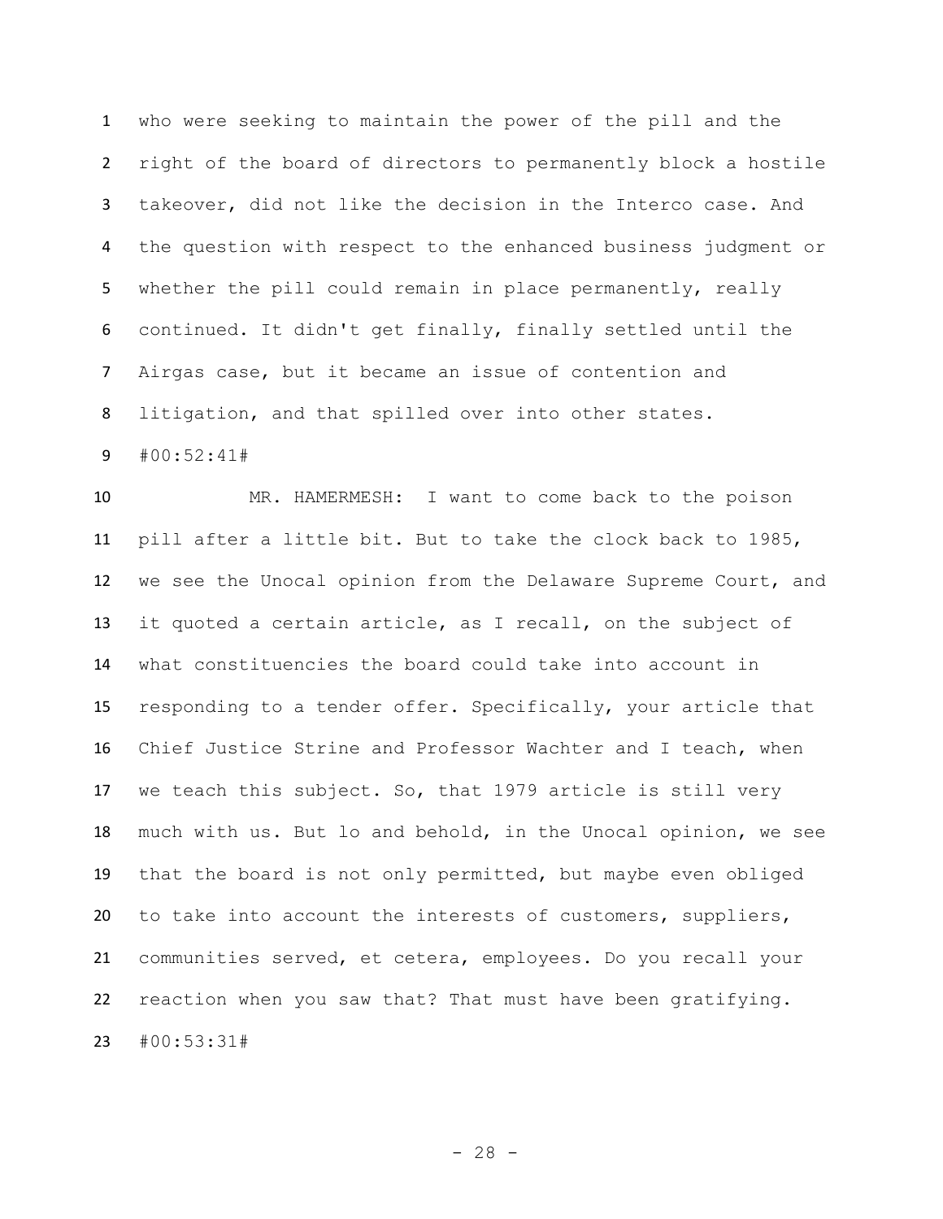who were seeking to maintain the power of the pill and the right of the board of directors to permanently block a hostile takeover, did not like the decision in the Interco case. And the question with respect to the enhanced business judgment or whether the pill could remain in place permanently, really continued. It didn't get finally, finally settled until the Airgas case, but it became an issue of contention and litigation, and that spilled over into other states.

#00:52:41#

MR. HAMERMESH: I want to come back to the poison pill after a little bit. But to take the clock back to 1985, we see the Unocal opinion from the Delaware Supreme Court, and it quoted a certain article, as I recall, on the subject of what constituencies the board could take into account in responding to a tender offer. Specifically, your article that Chief Justice Strine and Professor Wachter and I teach, when we teach this subject. So, that 1979 article is still very much with us. But lo and behold, in the Unocal opinion, we see that the board is not only permitted, but maybe even obliged to take into account the interests of customers, suppliers, communities served, et cetera, employees. Do you recall your reaction when you saw that? That must have been gratifying.

#00:53:31#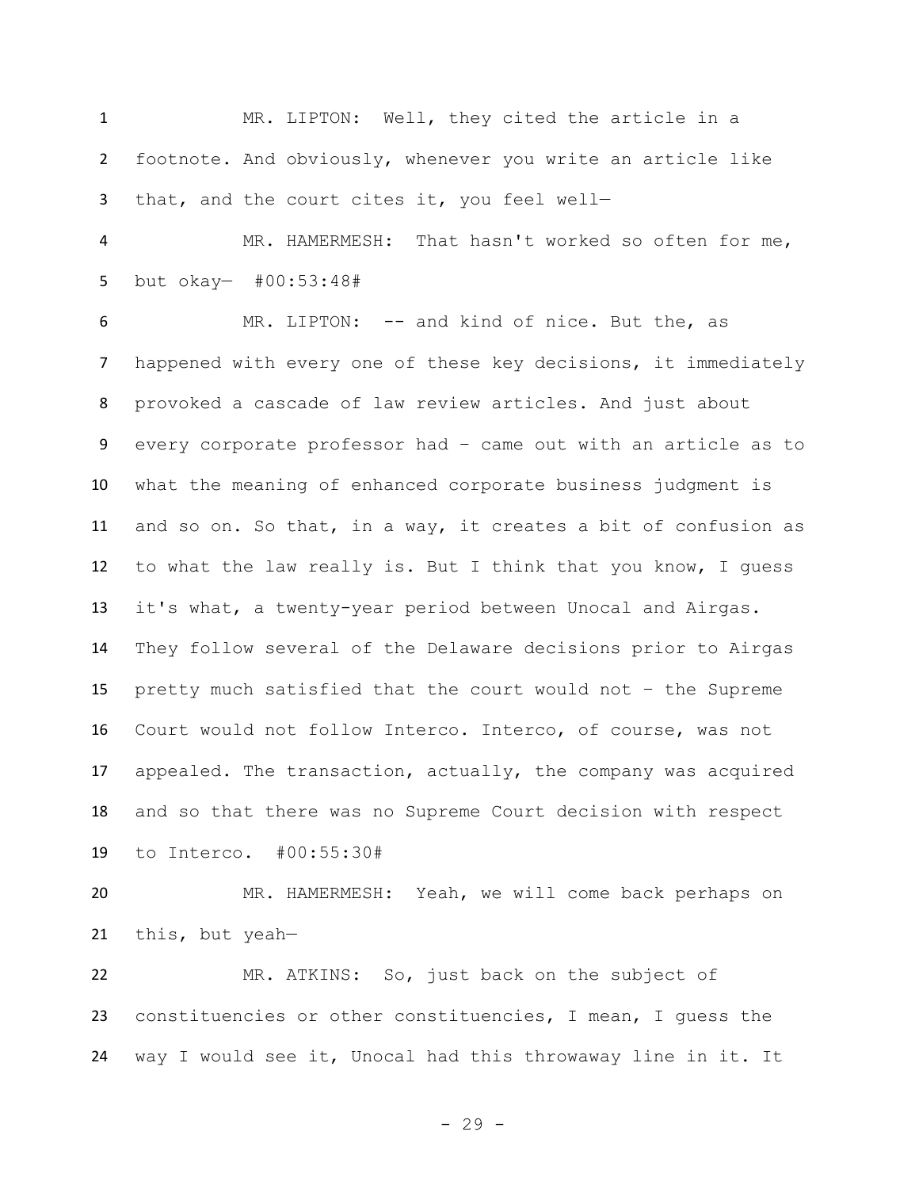MR. LIPTON: Well, they cited the article in a footnote. And obviously, whenever you write an article like that, and the court cites it, you feel well—

MR. HAMERMESH: That hasn't worked so often for me, but okay— #00:53:48#

MR. LIPTON: -- and kind of nice. But the, as happened with every one of these key decisions, it immediately provoked a cascade of law review articles. And just about every corporate professor had – came out with an article as to what the meaning of enhanced corporate business judgment is and so on. So that, in a way, it creates a bit of confusion as to what the law really is. But I think that you know, I guess it's what, a twenty-year period between Unocal and Airgas. They follow several of the Delaware decisions prior to Airgas pretty much satisfied that the court would not – the Supreme Court would not follow Interco. Interco, of course, was not appealed. The transaction, actually, the company was acquired and so that there was no Supreme Court decision with respect to Interco. #00:55:30#

MR. HAMERMESH: Yeah, we will come back perhaps on this, but yeah—

MR. ATKINS: So, just back on the subject of constituencies or other constituencies, I mean, I guess the way I would see it, Unocal had this throwaway line in it. It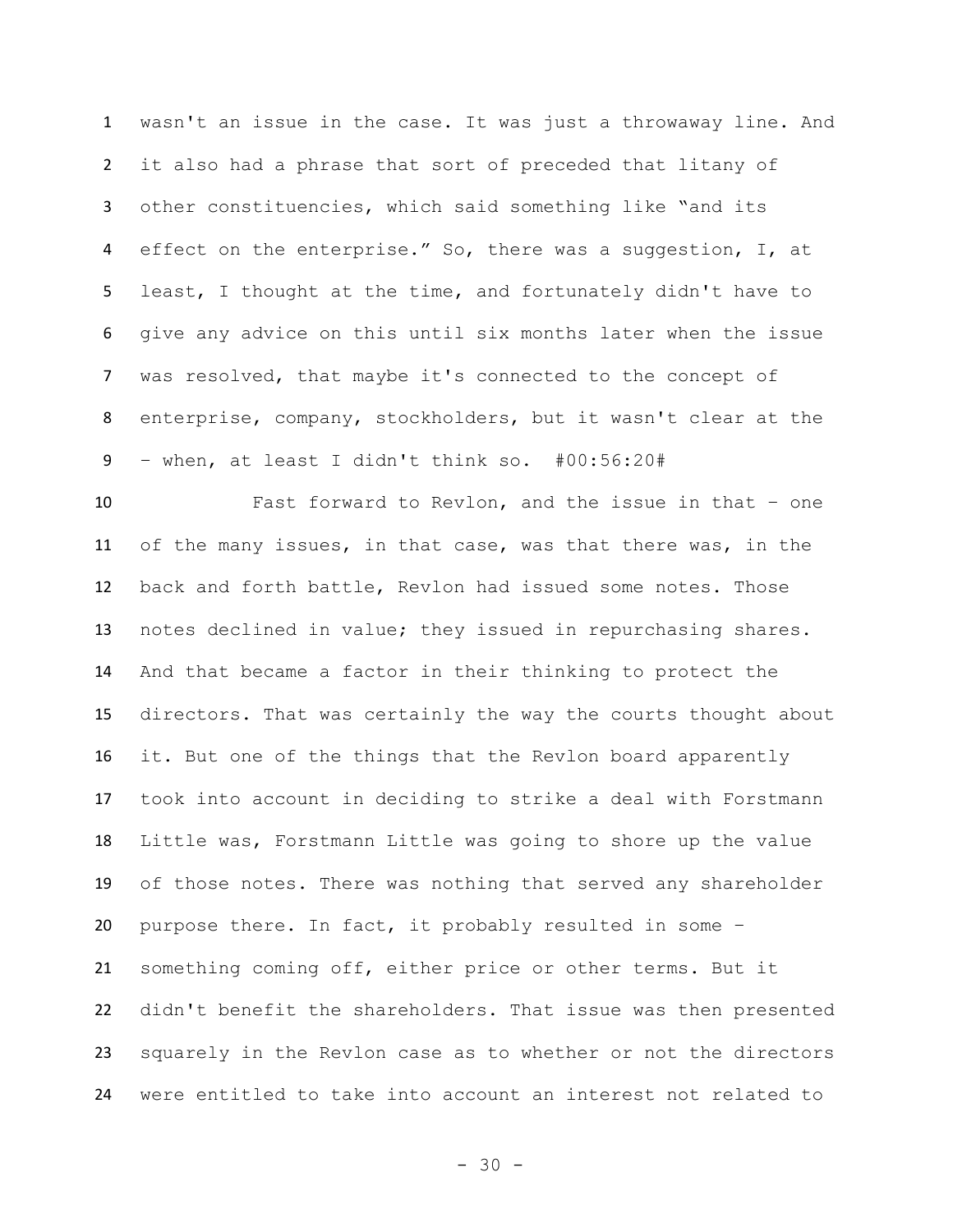wasn't an issue in the case. It was just a throwaway line. And it also had a phrase that sort of preceded that litany of other constituencies, which said something like "and its effect on the enterprise." So, there was a suggestion, I, at least, I thought at the time, and fortunately didn't have to give any advice on this until six months later when the issue was resolved, that maybe it's connected to the concept of enterprise, company, stockholders, but it wasn't clear at the – when, at least I didn't think so. #00:56:20#

Fast forward to Revlon, and the issue in that – one of the many issues, in that case, was that there was, in the back and forth battle, Revlon had issued some notes. Those notes declined in value; they issued in repurchasing shares. And that became a factor in their thinking to protect the directors. That was certainly the way the courts thought about it. But one of the things that the Revlon board apparently took into account in deciding to strike a deal with Forstmann Little was, Forstmann Little was going to shore up the value of those notes. There was nothing that served any shareholder purpose there. In fact, it probably resulted in some – something coming off, either price or other terms. But it didn't benefit the shareholders. That issue was then presented squarely in the Revlon case as to whether or not the directors were entitled to take into account an interest not related to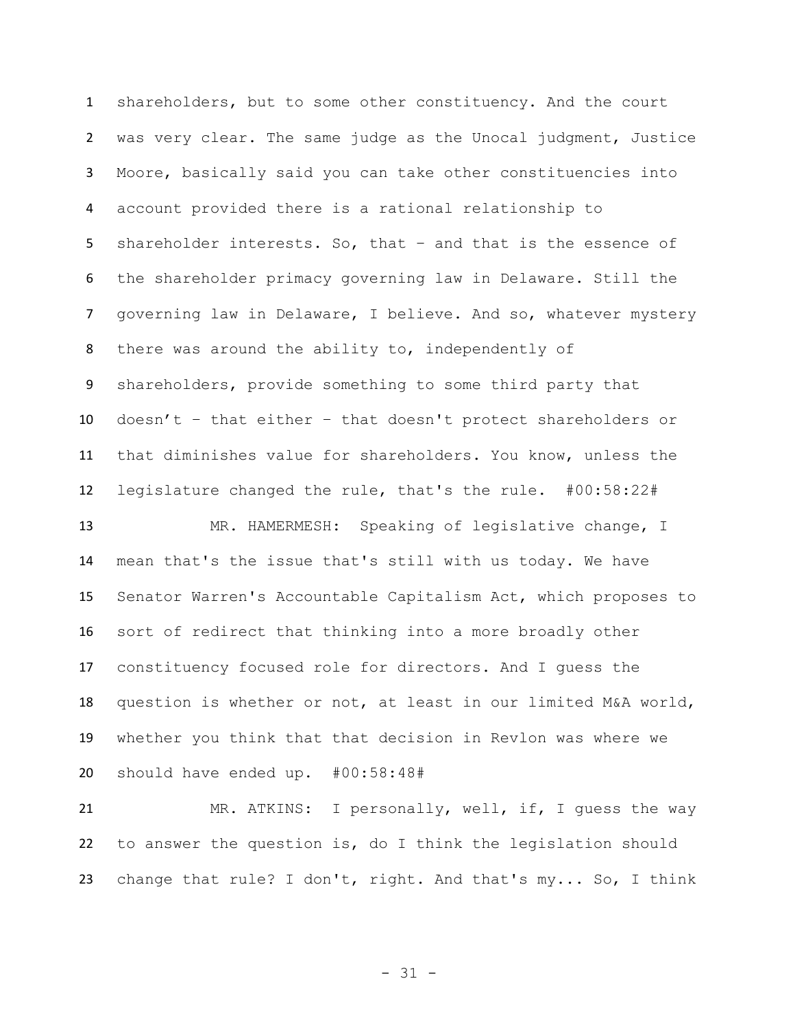shareholders, but to some other constituency. And the court was very clear. The same judge as the Unocal judgment, Justice Moore, basically said you can take other constituencies into account provided there is a rational relationship to shareholder interests. So, that – and that is the essence of the shareholder primacy governing law in Delaware. Still the governing law in Delaware, I believe. And so, whatever mystery there was around the ability to, independently of shareholders, provide something to some third party that doesn't – that either – that doesn't protect shareholders or that diminishes value for shareholders. You know, unless the legislature changed the rule, that's the rule. #00:58:22#

MR. HAMERMESH: Speaking of legislative change, I mean that's the issue that's still with us today. We have Senator Warren's Accountable Capitalism Act, which proposes to sort of redirect that thinking into a more broadly other constituency focused role for directors. And I guess the question is whether or not, at least in our limited M&A world, whether you think that that decision in Revlon was where we should have ended up. #00:58:48#

MR. ATKINS: I personally, well, if, I guess the way to answer the question is, do I think the legislation should change that rule? I don't, right. And that's my... So, I think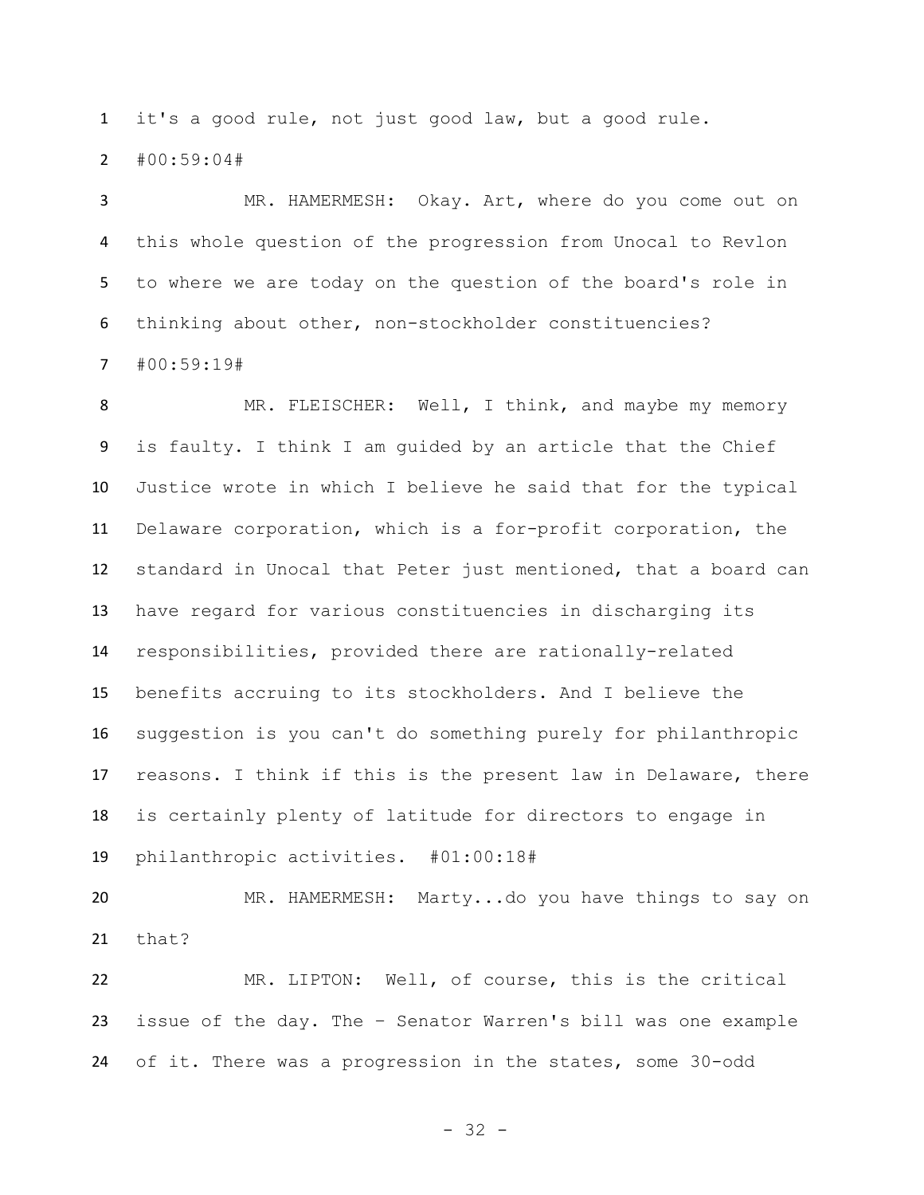it's a good rule, not just good law, but a good rule. #00:59:04#

MR. HAMERMESH: Okay. Art, where do you come out on this whole question of the progression from Unocal to Revlon to where we are today on the question of the board's role in thinking about other, non-stockholder constituencies? #00:59:19#

MR. FLEISCHER: Well, I think, and maybe my memory is faulty. I think I am guided by an article that the Chief Justice wrote in which I believe he said that for the typical Delaware corporation, which is a for-profit corporation, the standard in Unocal that Peter just mentioned, that a board can have regard for various constituencies in discharging its responsibilities, provided there are rationally-related benefits accruing to its stockholders. And I believe the suggestion is you can't do something purely for philanthropic reasons. I think if this is the present law in Delaware, there is certainly plenty of latitude for directors to engage in philanthropic activities. #01:00:18#

MR. HAMERMESH: Marty...do you have things to say on that?

MR. LIPTON: Well, of course, this is the critical issue of the day. The – Senator Warren's bill was one example of it. There was a progression in the states, some 30-odd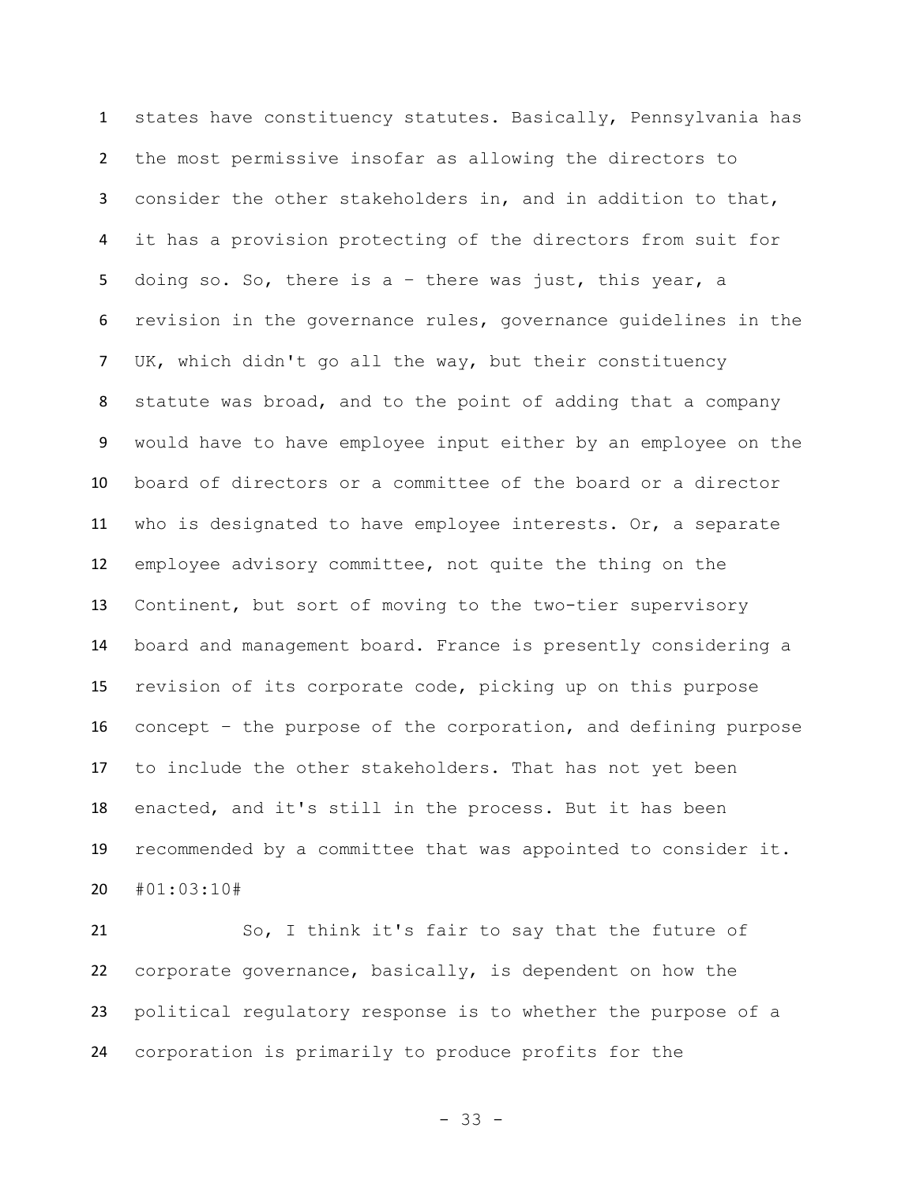states have constituency statutes. Basically, Pennsylvania has the most permissive insofar as allowing the directors to consider the other stakeholders in, and in addition to that, it has a provision protecting of the directors from suit for doing so. So, there is a – there was just, this year, a revision in the governance rules, governance guidelines in the UK, which didn't go all the way, but their constituency statute was broad, and to the point of adding that a company would have to have employee input either by an employee on the board of directors or a committee of the board or a director who is designated to have employee interests. Or, a separate employee advisory committee, not quite the thing on the Continent, but sort of moving to the two-tier supervisory board and management board. France is presently considering a revision of its corporate code, picking up on this purpose concept – the purpose of the corporation, and defining purpose to include the other stakeholders. That has not yet been enacted, and it's still in the process. But it has been recommended by a committee that was appointed to consider it. #01:03:10#

So, I think it's fair to say that the future of corporate governance, basically, is dependent on how the political regulatory response is to whether the purpose of a corporation is primarily to produce profits for the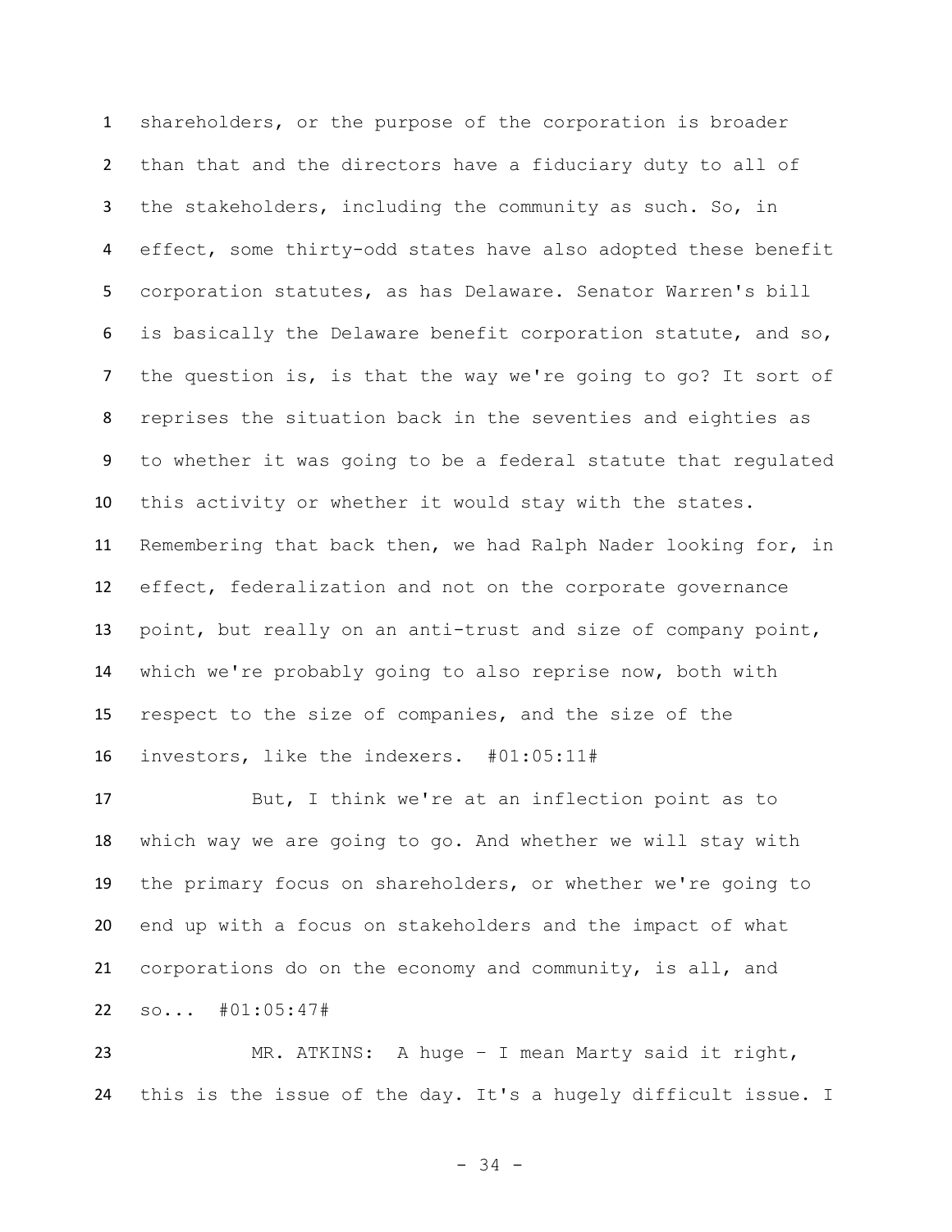shareholders, or the purpose of the corporation is broader than that and the directors have a fiduciary duty to all of the stakeholders, including the community as such. So, in effect, some thirty-odd states have also adopted these benefit corporation statutes, as has Delaware. Senator Warren's bill is basically the Delaware benefit corporation statute, and so, the question is, is that the way we're going to go? It sort of reprises the situation back in the seventies and eighties as to whether it was going to be a federal statute that regulated this activity or whether it would stay with the states. Remembering that back then, we had Ralph Nader looking for, in effect, federalization and not on the corporate governance point, but really on an anti-trust and size of company point, which we're probably going to also reprise now, both with respect to the size of companies, and the size of the investors, like the indexers. #01:05:11#

But, I think we're at an inflection point as to which way we are going to go. And whether we will stay with the primary focus on shareholders, or whether we're going to end up with a focus on stakeholders and the impact of what corporations do on the economy and community, is all, and so... #01:05:47#

MR. ATKINS: A huge – I mean Marty said it right, this is the issue of the day. It's a hugely difficult issue. I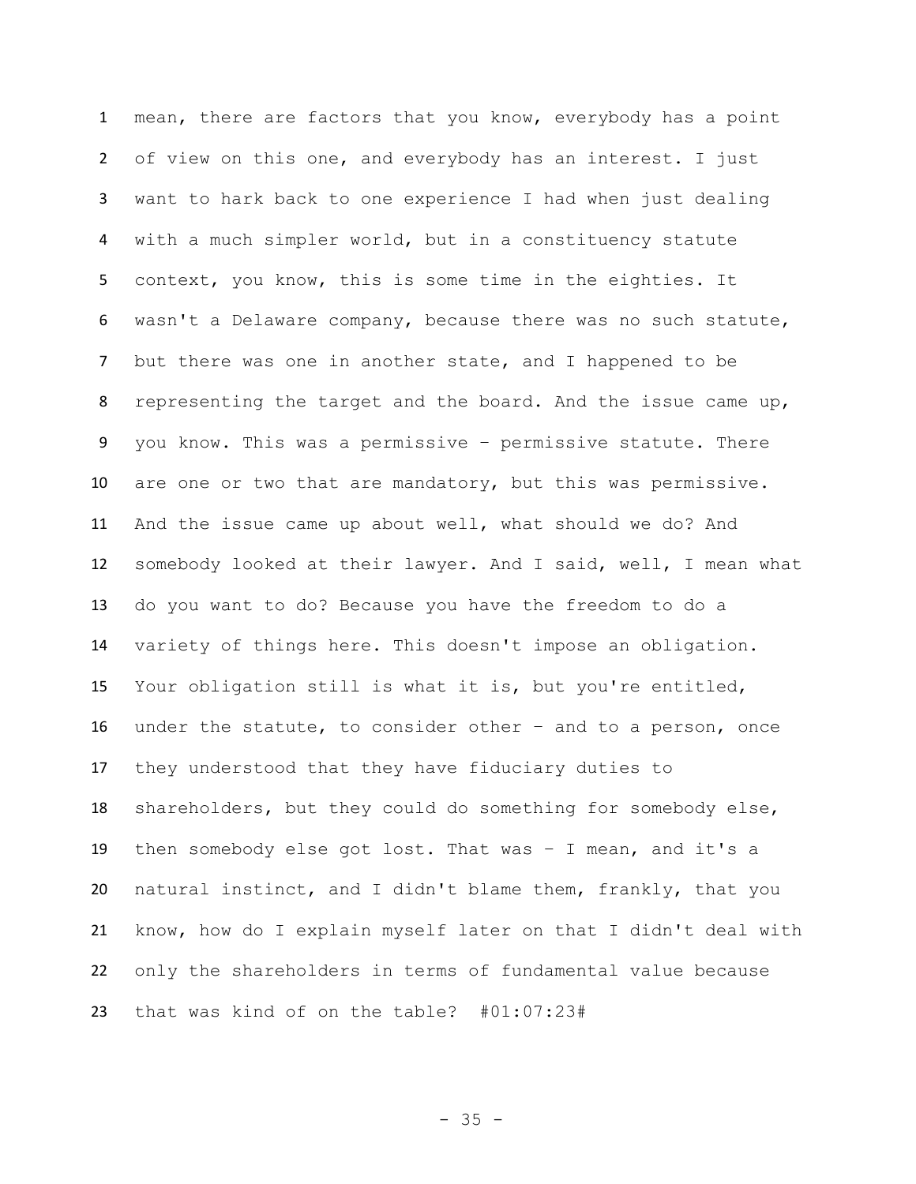mean, there are factors that you know, everybody has a point of view on this one, and everybody has an interest. I just want to hark back to one experience I had when just dealing with a much simpler world, but in a constituency statute context, you know, this is some time in the eighties. It wasn't a Delaware company, because there was no such statute, but there was one in another state, and I happened to be representing the target and the board. And the issue came up, you know. This was a permissive – permissive statute. There are one or two that are mandatory, but this was permissive. And the issue came up about well, what should we do? And somebody looked at their lawyer. And I said, well, I mean what do you want to do? Because you have the freedom to do a variety of things here. This doesn't impose an obligation. Your obligation still is what it is, but you're entitled, under the statute, to consider other – and to a person, once they understood that they have fiduciary duties to shareholders, but they could do something for somebody else, then somebody else got lost. That was – I mean, and it's a natural instinct, and I didn't blame them, frankly, that you know, how do I explain myself later on that I didn't deal with only the shareholders in terms of fundamental value because that was kind of on the table? #01:07:23#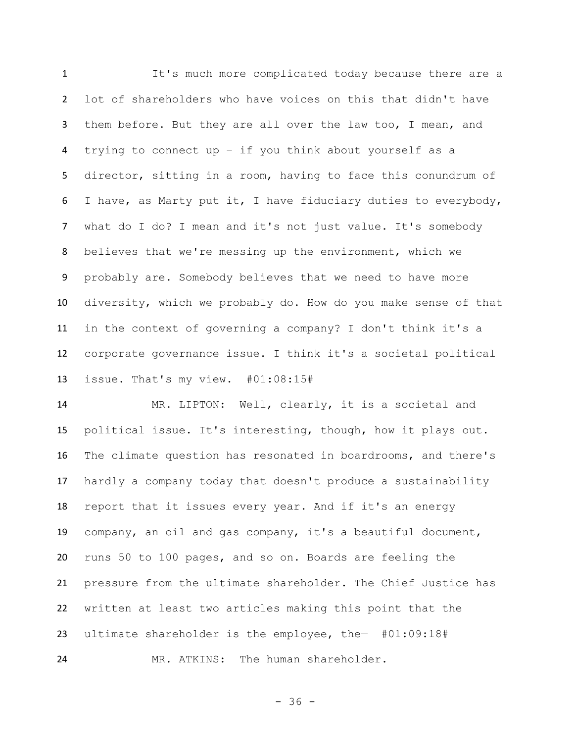It's much more complicated today because there are a lot of shareholders who have voices on this that didn't have them before. But they are all over the law too, I mean, and trying to connect up – if you think about yourself as a director, sitting in a room, having to face this conundrum of I have, as Marty put it, I have fiduciary duties to everybody, what do I do? I mean and it's not just value. It's somebody believes that we're messing up the environment, which we probably are. Somebody believes that we need to have more diversity, which we probably do. How do you make sense of that in the context of governing a company? I don't think it's a corporate governance issue. I think it's a societal political issue. That's my view. #01:08:15#

MR. LIPTON: Well, clearly, it is a societal and political issue. It's interesting, though, how it plays out. The climate question has resonated in boardrooms, and there's hardly a company today that doesn't produce a sustainability report that it issues every year. And if it's an energy company, an oil and gas company, it's a beautiful document, runs 50 to 100 pages, and so on. Boards are feeling the pressure from the ultimate shareholder. The Chief Justice has written at least two articles making this point that the ultimate shareholder is the employee, the— #01:09:18#

MR. ATKINS: The human shareholder.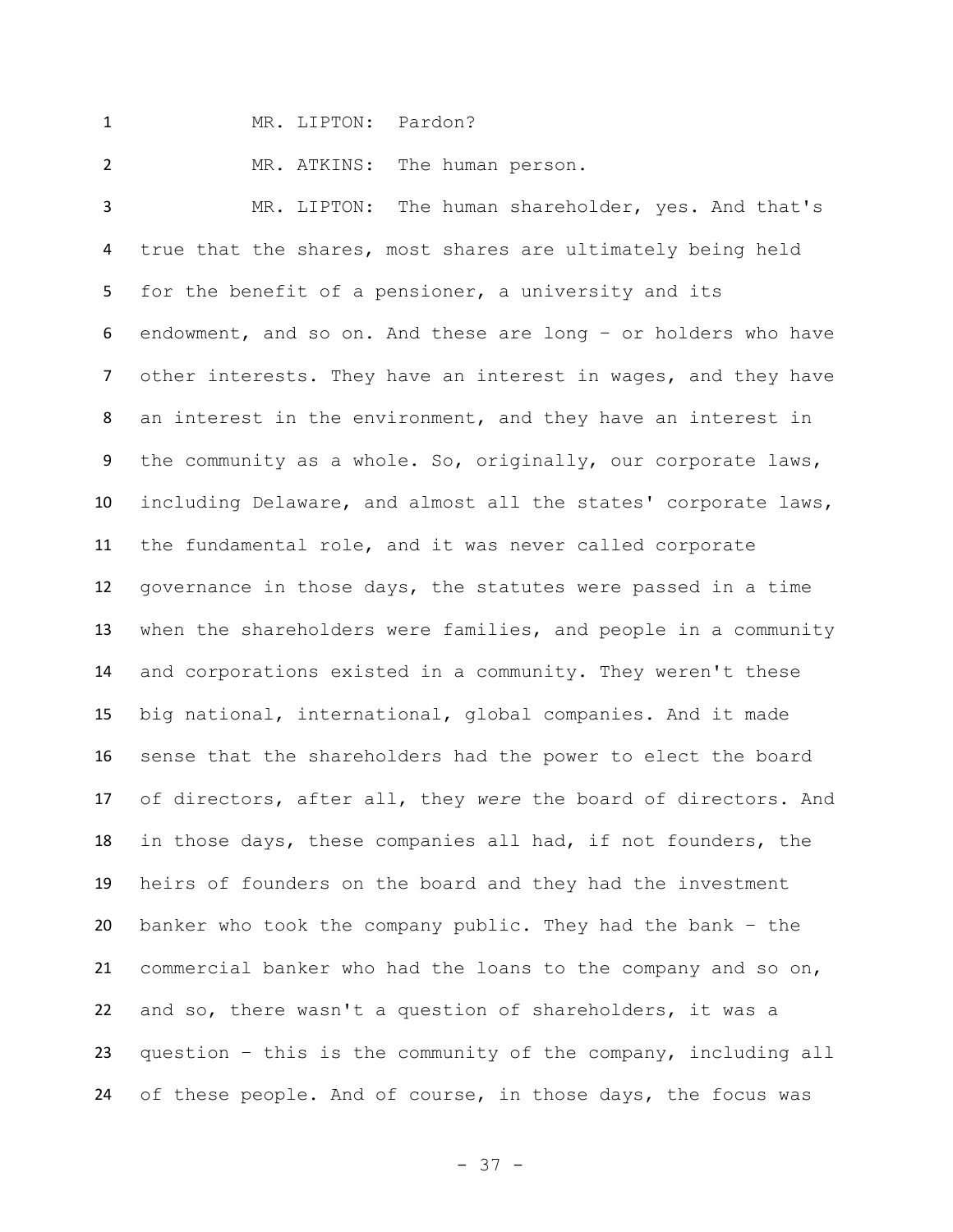MR. LIPTON: Pardon?

MR. ATKINS: The human person.

MR. LIPTON: The human shareholder, yes. And that's true that the shares, most shares are ultimately being held for the benefit of a pensioner, a university and its endowment, and so on. And these are long – or holders who have other interests. They have an interest in wages, and they have an interest in the environment, and they have an interest in the community as a whole. So, originally, our corporate laws, including Delaware, and almost all the states' corporate laws, the fundamental role, and it was never called corporate governance in those days, the statutes were passed in a time when the shareholders were families, and people in a community and corporations existed in a community. They weren't these big national, international, global companies. And it made sense that the shareholders had the power to elect the board of directors, after all, they *were* the board of directors. And in those days, these companies all had, if not founders, the heirs of founders on the board and they had the investment banker who took the company public. They had the bank – the commercial banker who had the loans to the company and so on, and so, there wasn't a question of shareholders, it was a question – this is the community of the company, including all of these people. And of course, in those days, the focus was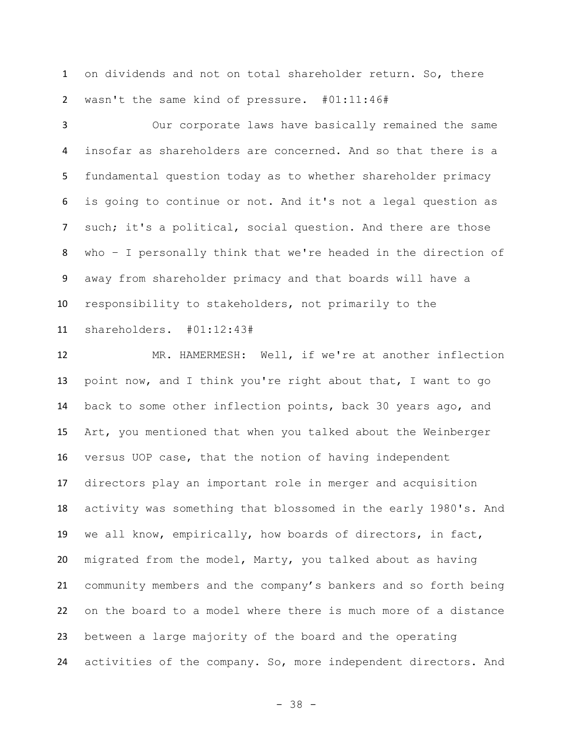on dividends and not on total shareholder return. So, there wasn't the same kind of pressure. #01:11:46#

Our corporate laws have basically remained the same insofar as shareholders are concerned. And so that there is a fundamental question today as to whether shareholder primacy is going to continue or not. And it's not a legal question as such; it's a political, social question. And there are those who – I personally think that we're headed in the direction of away from shareholder primacy and that boards will have a responsibility to stakeholders, not primarily to the shareholders. #01:12:43#

MR. HAMERMESH: Well, if we're at another inflection point now, and I think you're right about that, I want to go back to some other inflection points, back 30 years ago, and Art, you mentioned that when you talked about the Weinberger versus UOP case, that the notion of having independent directors play an important role in merger and acquisition activity was something that blossomed in the early 1980's. And we all know, empirically, how boards of directors, in fact, migrated from the model, Marty, you talked about as having community members and the company's bankers and so forth being on the board to a model where there is much more of a distance between a large majority of the board and the operating activities of the company. So, more independent directors. And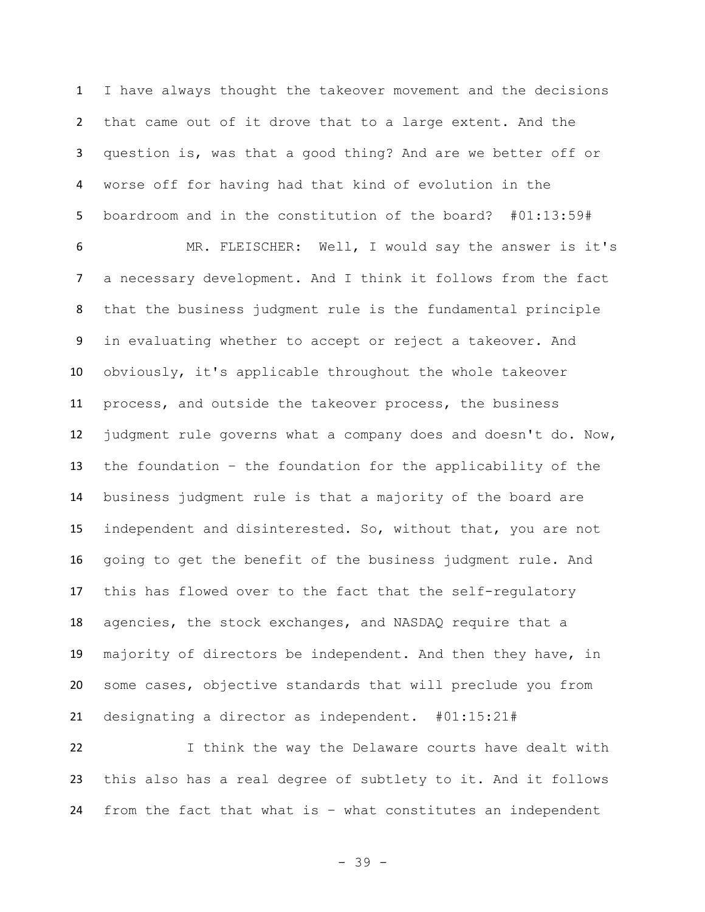I have always thought the takeover movement and the decisions that came out of it drove that to a large extent. And the question is, was that a good thing? And are we better off or worse off for having had that kind of evolution in the boardroom and in the constitution of the board? #01:13:59#

MR. FLEISCHER: Well, I would say the answer is it's a necessary development. And I think it follows from the fact that the business judgment rule is the fundamental principle in evaluating whether to accept or reject a takeover. And obviously, it's applicable throughout the whole takeover process, and outside the takeover process, the business judgment rule governs what a company does and doesn't do. Now, the foundation – the foundation for the applicability of the business judgment rule is that a majority of the board are independent and disinterested. So, without that, you are not going to get the benefit of the business judgment rule. And this has flowed over to the fact that the self-regulatory agencies, the stock exchanges, and NASDAQ require that a majority of directors be independent. And then they have, in some cases, objective standards that will preclude you from designating a director as independent. #01:15:21#

I think the way the Delaware courts have dealt with this also has a real degree of subtlety to it. And it follows from the fact that what is – what constitutes an independent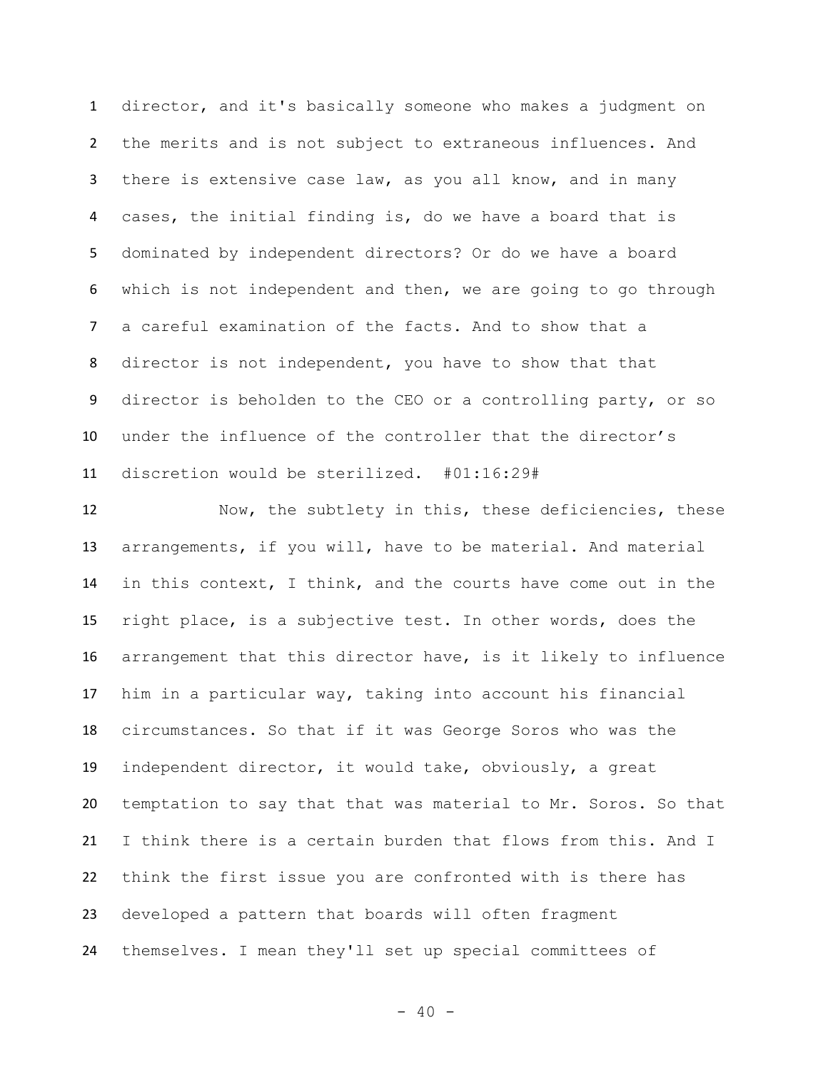director, and it's basically someone who makes a judgment on the merits and is not subject to extraneous influences. And there is extensive case law, as you all know, and in many cases, the initial finding is, do we have a board that is dominated by independent directors? Or do we have a board which is not independent and then, we are going to go through a careful examination of the facts. And to show that a director is not independent, you have to show that that director is beholden to the CEO or a controlling party, or so under the influence of the controller that the director's discretion would be sterilized. #01:16:29#

Now, the subtlety in this, these deficiencies, these arrangements, if you will, have to be material. And material in this context, I think, and the courts have come out in the right place, is a subjective test. In other words, does the arrangement that this director have, is it likely to influence him in a particular way, taking into account his financial circumstances. So that if it was George Soros who was the independent director, it would take, obviously, a great temptation to say that that was material to Mr. Soros. So that I think there is a certain burden that flows from this. And I think the first issue you are confronted with is there has developed a pattern that boards will often fragment themselves. I mean they'll set up special committees of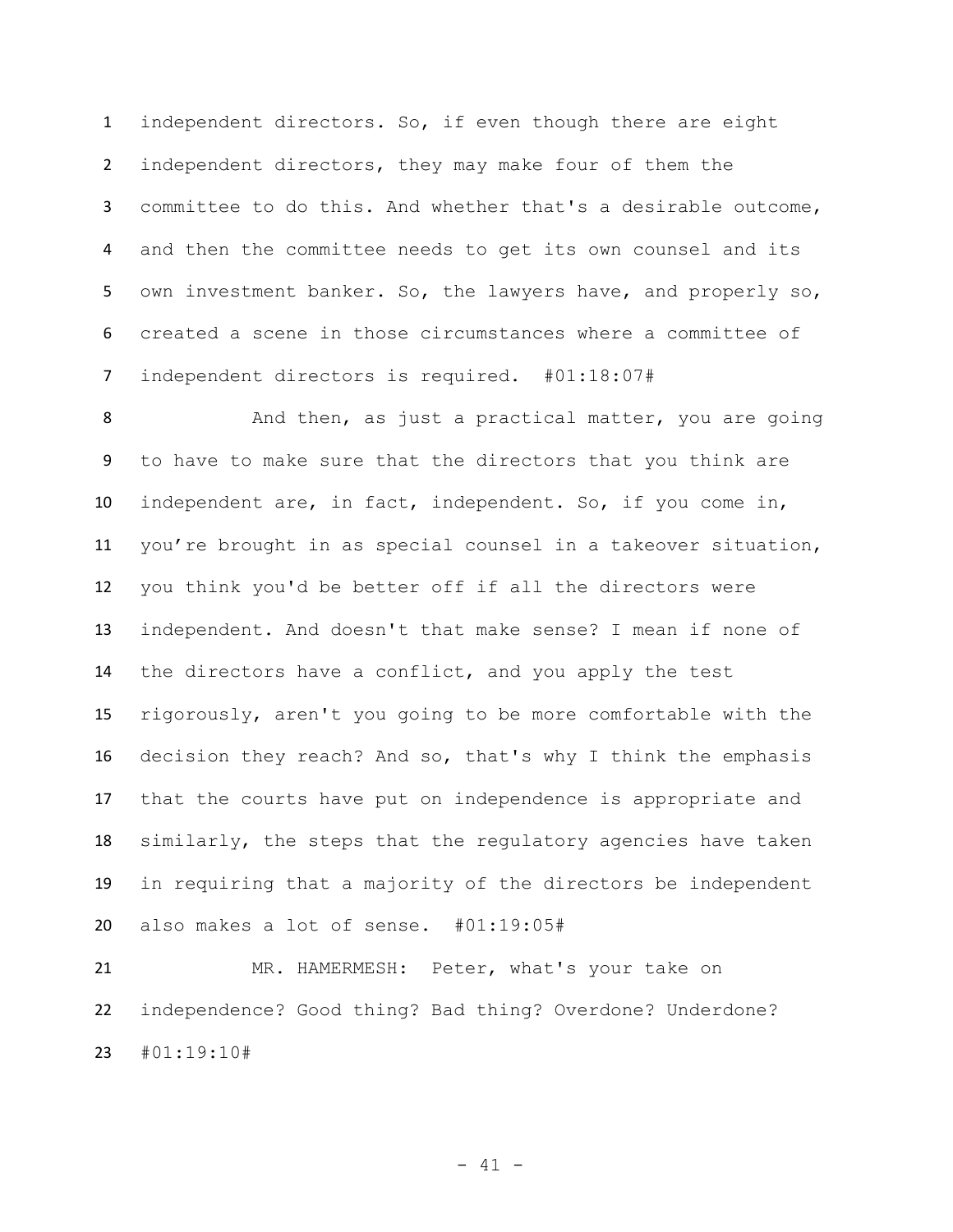independent directors. So, if even though there are eight independent directors, they may make four of them the committee to do this. And whether that's a desirable outcome, and then the committee needs to get its own counsel and its own investment banker. So, the lawyers have, and properly so, created a scene in those circumstances where a committee of independent directors is required. #01:18:07#

And then, as just a practical matter, you are going to have to make sure that the directors that you think are independent are, in fact, independent. So, if you come in, you're brought in as special counsel in a takeover situation, you think you'd be better off if all the directors were independent. And doesn't that make sense? I mean if none of the directors have a conflict, and you apply the test rigorously, aren't you going to be more comfortable with the decision they reach? And so, that's why I think the emphasis that the courts have put on independence is appropriate and similarly, the steps that the regulatory agencies have taken in requiring that a majority of the directors be independent also makes a lot of sense. #01:19:05#

MR. HAMERMESH: Peter, what's your take on independence? Good thing? Bad thing? Overdone? Underdone? #01:19:10#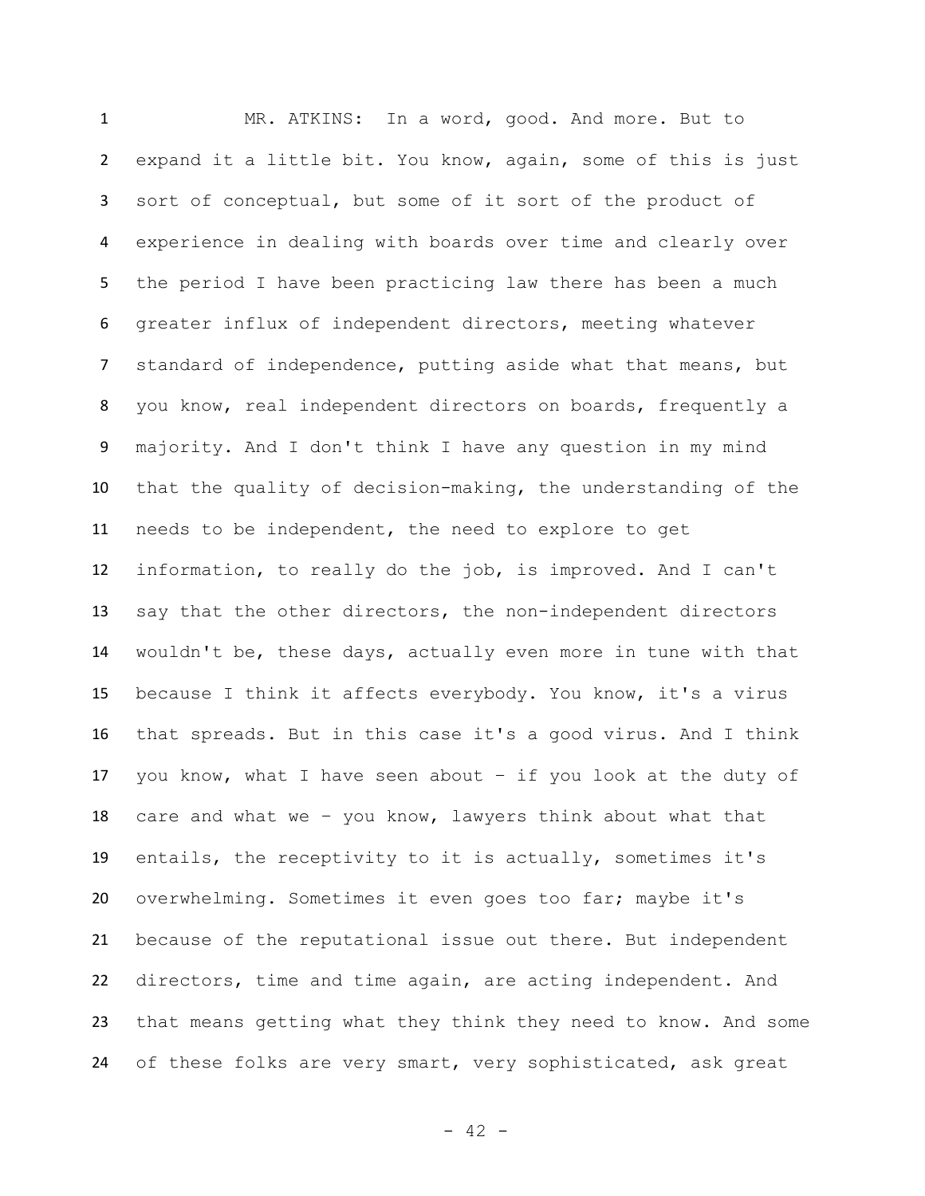MR. ATKINS: In a word, good. And more. But to expand it a little bit. You know, again, some of this is just sort of conceptual, but some of it sort of the product of experience in dealing with boards over time and clearly over the period I have been practicing law there has been a much greater influx of independent directors, meeting whatever standard of independence, putting aside what that means, but you know, real independent directors on boards, frequently a majority. And I don't think I have any question in my mind that the quality of decision-making, the understanding of the needs to be independent, the need to explore to get information, to really do the job, is improved. And I can't say that the other directors, the non-independent directors wouldn't be, these days, actually even more in tune with that because I think it affects everybody. You know, it's a virus that spreads. But in this case it's a good virus. And I think you know, what I have seen about – if you look at the duty of care and what we – you know, lawyers think about what that entails, the receptivity to it is actually, sometimes it's overwhelming. Sometimes it even goes too far; maybe it's because of the reputational issue out there. But independent directors, time and time again, are acting independent. And that means getting what they think they need to know. And some of these folks are very smart, very sophisticated, ask great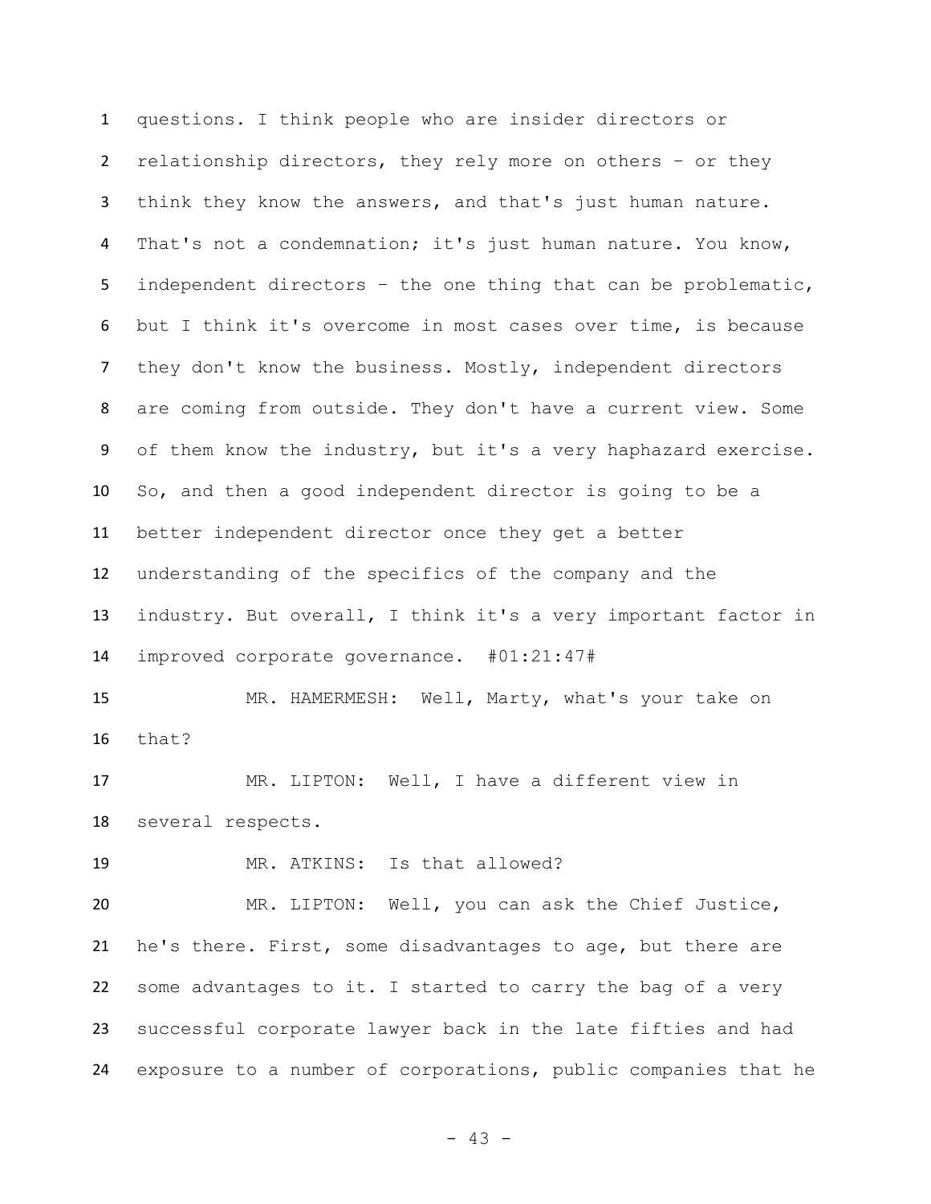questions. I think people who are insider directors or relationship directors, they rely more on others – or they think they know the answers, and that's just human nature. That's not a condemnation; it's just human nature. You know, independent directors – the one thing that can be problematic, but I think it's overcome in most cases over time, is because they don't know the business. Mostly, independent directors are coming from outside. They don't have a current view. Some of them know the industry, but it's a very haphazard exercise. So, and then a good independent director is going to be a better independent director once they get a better understanding of the specifics of the company and the industry. But overall, I think it's a very important factor in improved corporate governance. #01:21:47#

MR. HAMERMESH: Well, Marty, what's your take on that?

MR. LIPTON: Well, I have a different view in several respects.

MR. ATKINS: Is that allowed?

MR. LIPTON: Well, you can ask the Chief Justice, he's there. First, some disadvantages to age, but there are some advantages to it. I started to carry the bag of a very successful corporate lawyer back in the late fifties and had exposure to a number of corporations, public companies that he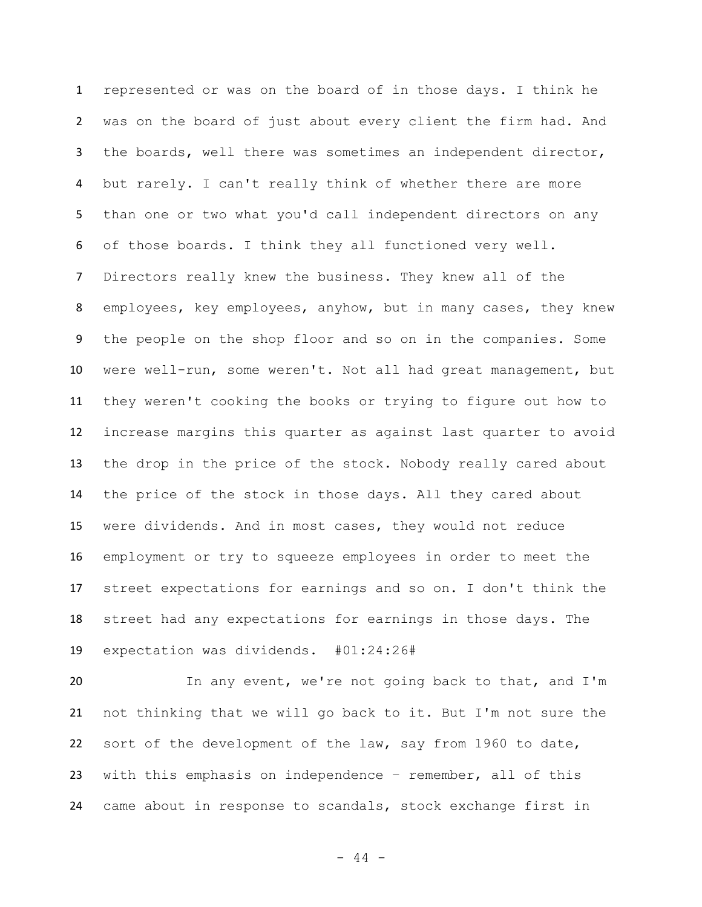represented or was on the board of in those days. I think he was on the board of just about every client the firm had. And the boards, well there was sometimes an independent director, but rarely. I can't really think of whether there are more than one or two what you'd call independent directors on any of those boards. I think they all functioned very well. Directors really knew the business. They knew all of the employees, key employees, anyhow, but in many cases, they knew the people on the shop floor and so on in the companies. Some were well-run, some weren't. Not all had great management, but they weren't cooking the books or trying to figure out how to increase margins this quarter as against last quarter to avoid the drop in the price of the stock. Nobody really cared about the price of the stock in those days. All they cared about were dividends. And in most cases, they would not reduce employment or try to squeeze employees in order to meet the street expectations for earnings and so on. I don't think the street had any expectations for earnings in those days. The expectation was dividends. #01:24:26#

In any event, we're not going back to that, and I'm not thinking that we will go back to it. But I'm not sure the sort of the development of the law, say from 1960 to date, with this emphasis on independence – remember, all of this came about in response to scandals, stock exchange first in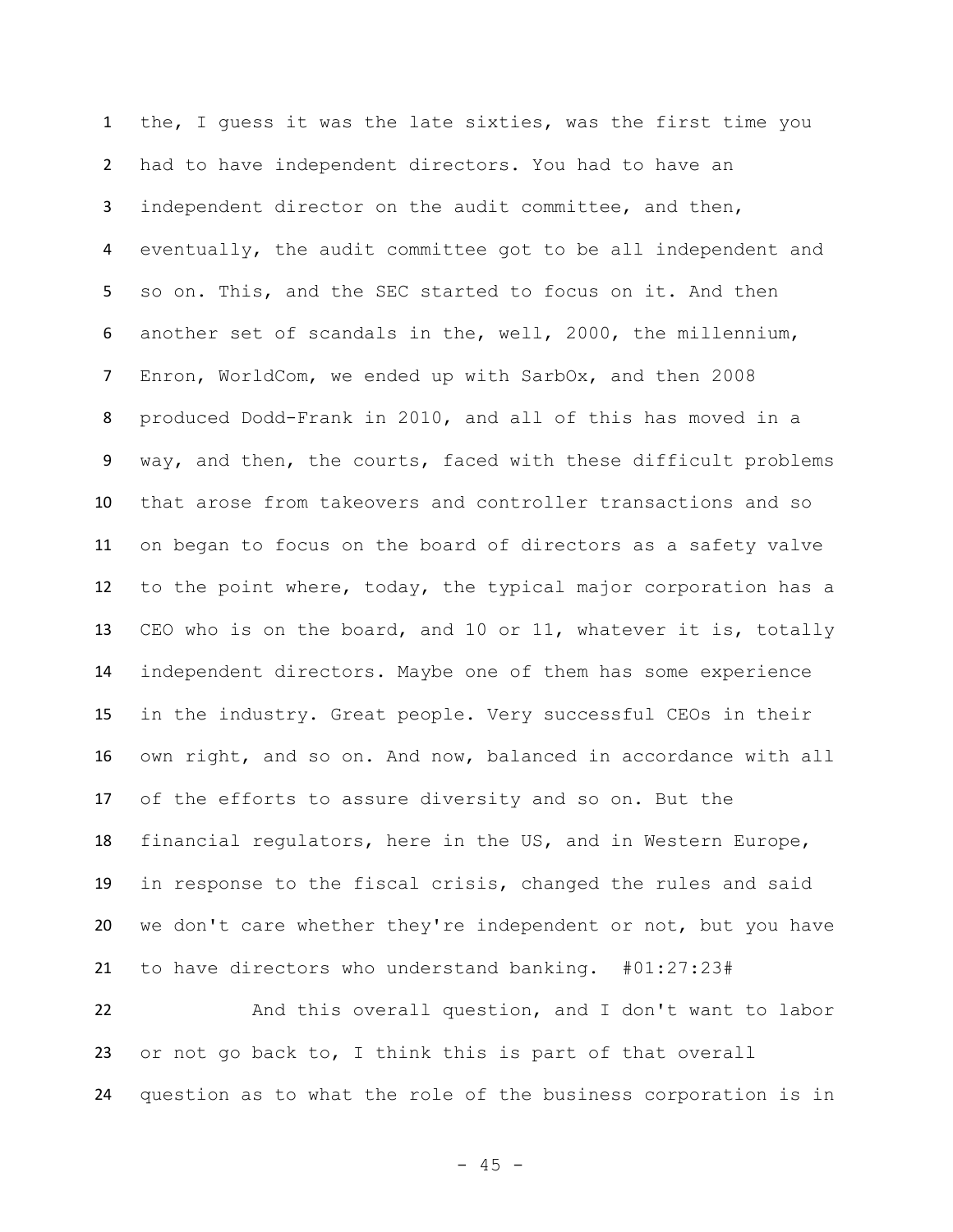the, I guess it was the late sixties, was the first time you had to have independent directors. You had to have an independent director on the audit committee, and then, eventually, the audit committee got to be all independent and so on. This, and the SEC started to focus on it. And then another set of scandals in the, well, 2000, the millennium, Enron, WorldCom, we ended up with SarbOx, and then 2008 produced Dodd-Frank in 2010, and all of this has moved in a way, and then, the courts, faced with these difficult problems that arose from takeovers and controller transactions and so on began to focus on the board of directors as a safety valve to the point where, today, the typical major corporation has a CEO who is on the board, and 10 or 11, whatever it is, totally independent directors. Maybe one of them has some experience in the industry. Great people. Very successful CEOs in their own right, and so on. And now, balanced in accordance with all of the efforts to assure diversity and so on. But the financial regulators, here in the US, and in Western Europe, in response to the fiscal crisis, changed the rules and said we don't care whether they're independent or not, but you have to have directors who understand banking. #01:27:23#

And this overall question, and I don't want to labor or not go back to, I think this is part of that overall question as to what the role of the business corporation is in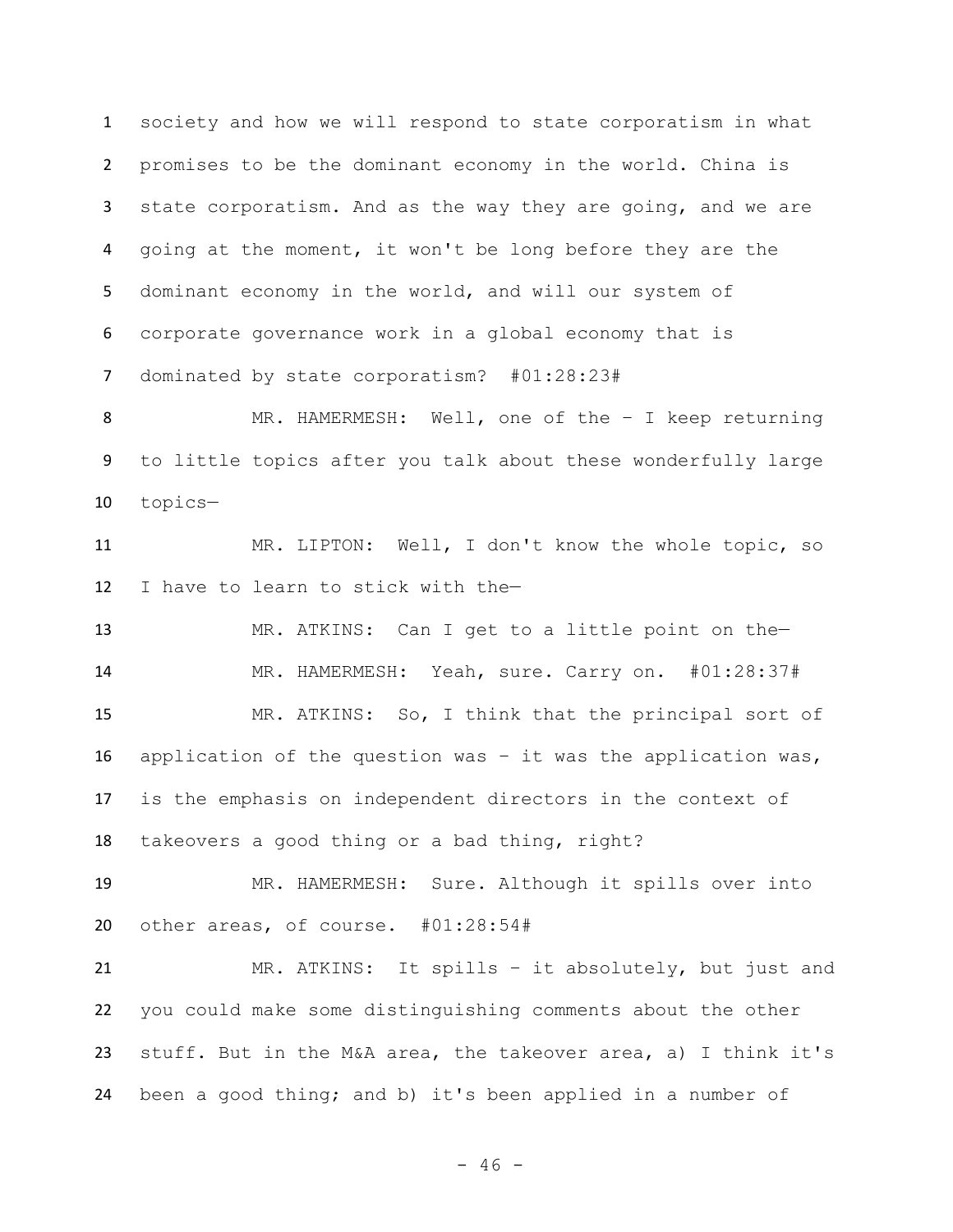society and how we will respond to state corporatism in what promises to be the dominant economy in the world. China is state corporatism. And as the way they are going, and we are going at the moment, it won't be long before they are the dominant economy in the world, and will our system of corporate governance work in a global economy that is dominated by state corporatism? #01:28:23#

MR. HAMERMESH: Well, one of the – I keep returning to little topics after you talk about these wonderfully large topics—

MR. LIPTON: Well, I don't know the whole topic, so I have to learn to stick with the—

MR. ATKINS: Can I get to a little point on the—

MR. HAMERMESH: Yeah, sure. Carry on. #01:28:37#

MR. ATKINS: So, I think that the principal sort of application of the question was – it was the application was, is the emphasis on independent directors in the context of takeovers a good thing or a bad thing, right?

MR. HAMERMESH: Sure. Although it spills over into other areas, of course. #01:28:54#

MR. ATKINS: It spills – it absolutely, but just and you could make some distinguishing comments about the other stuff. But in the M&A area, the takeover area, a) I think it's been a good thing; and b) it's been applied in a number of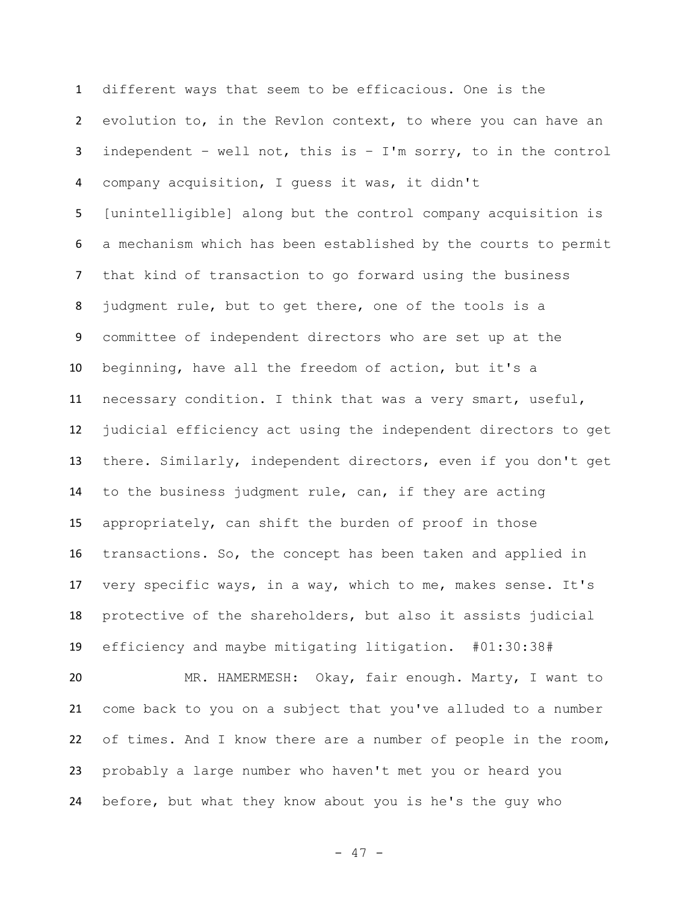different ways that seem to be efficacious. One is the evolution to, in the Revlon context, to where you can have an independent – well not, this is – I'm sorry, to in the control company acquisition, I guess it was, it didn't [unintelligible] along but the control company acquisition is a mechanism which has been established by the courts to permit that kind of transaction to go forward using the business judgment rule, but to get there, one of the tools is a committee of independent directors who are set up at the beginning, have all the freedom of action, but it's a necessary condition. I think that was a very smart, useful, judicial efficiency act using the independent directors to get there. Similarly, independent directors, even if you don't get to the business judgment rule, can, if they are acting appropriately, can shift the burden of proof in those transactions. So, the concept has been taken and applied in very specific ways, in a way, which to me, makes sense. It's protective of the shareholders, but also it assists judicial efficiency and maybe mitigating litigation. #01:30:38#

MR. HAMERMESH: Okay, fair enough. Marty, I want to come back to you on a subject that you've alluded to a number of times. And I know there are a number of people in the room, probably a large number who haven't met you or heard you before, but what they know about you is he's the guy who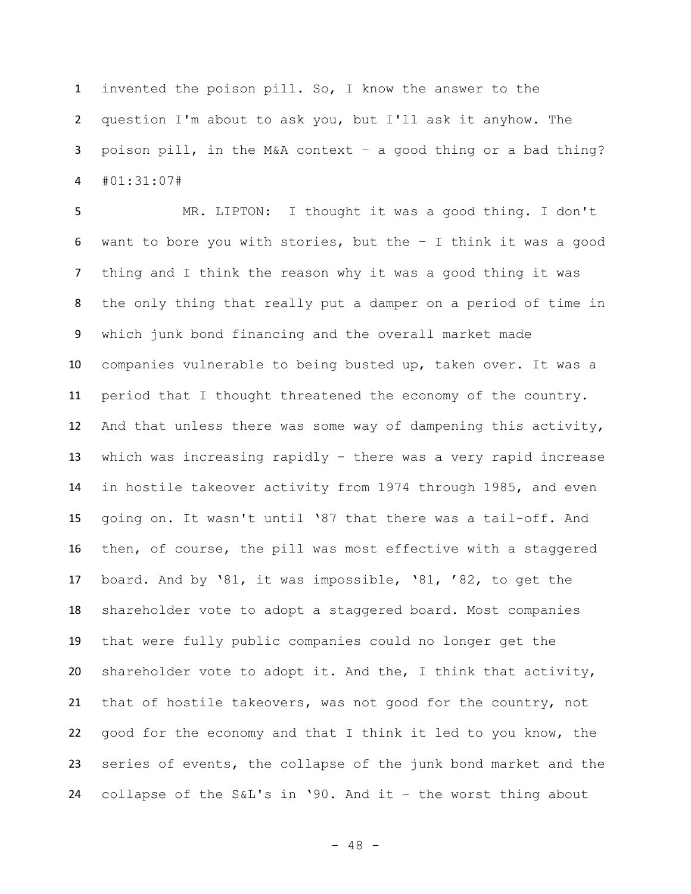invented the poison pill. So, I know the answer to the question I'm about to ask you, but I'll ask it anyhow. The poison pill, in the M&A context – a good thing or a bad thing? #01:31:07#

MR. LIPTON: I thought it was a good thing. I don't want to bore you with stories, but the – I think it was a good thing and I think the reason why it was a good thing it was the only thing that really put a damper on a period of time in which junk bond financing and the overall market made companies vulnerable to being busted up, taken over. It was a period that I thought threatened the economy of the country. And that unless there was some way of dampening this activity, which was increasing rapidly - there was a very rapid increase in hostile takeover activity from 1974 through 1985, and even going on. It wasn't until '87 that there was a tail-off. And then, of course, the pill was most effective with a staggered board. And by '81, it was impossible, '81, '82, to get the shareholder vote to adopt a staggered board. Most companies that were fully public companies could no longer get the shareholder vote to adopt it. And the, I think that activity, that of hostile takeovers, was not good for the country, not good for the economy and that I think it led to you know, the series of events, the collapse of the junk bond market and the collapse of the S&L's in '90. And it – the worst thing about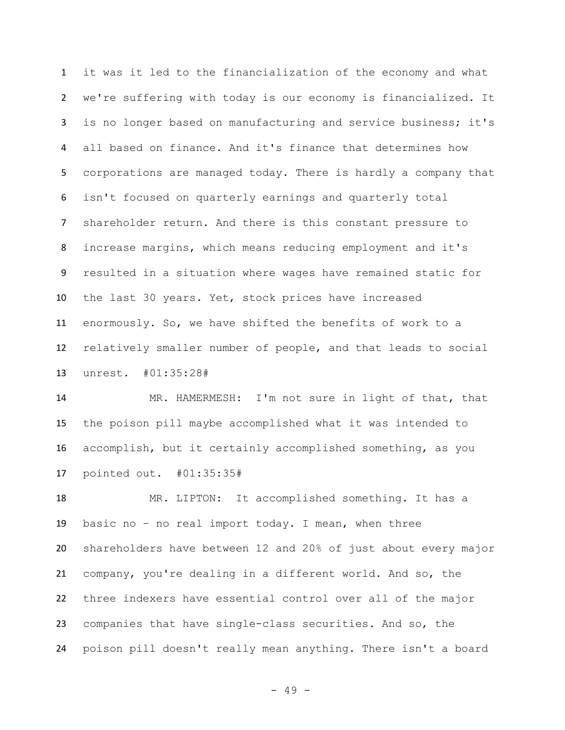it was it led to the financialization of the economy and what we're suffering with today is our economy is financialized. It is no longer based on manufacturing and service business; it's all based on finance. And it's finance that determines how corporations are managed today. There is hardly a company that isn't focused on quarterly earnings and quarterly total shareholder return. And there is this constant pressure to increase margins, which means reducing employment and it's resulted in a situation where wages have remained static for the last 30 years. Yet, stock prices have increased enormously. So, we have shifted the benefits of work to a relatively smaller number of people, and that leads to social unrest. #01:35:28#

MR. HAMERMESH: I'm not sure in light of that, that the poison pill maybe accomplished what it was intended to accomplish, but it certainly accomplished something, as you pointed out. #01:35:35#

MR. LIPTON: It accomplished something. It has a basic no – no real import today. I mean, when three shareholders have between 12 and 20% of just about every major company, you're dealing in a different world. And so, the three indexers have essential control over all of the major companies that have single-class securities. And so, the poison pill doesn't really mean anything. There isn't a board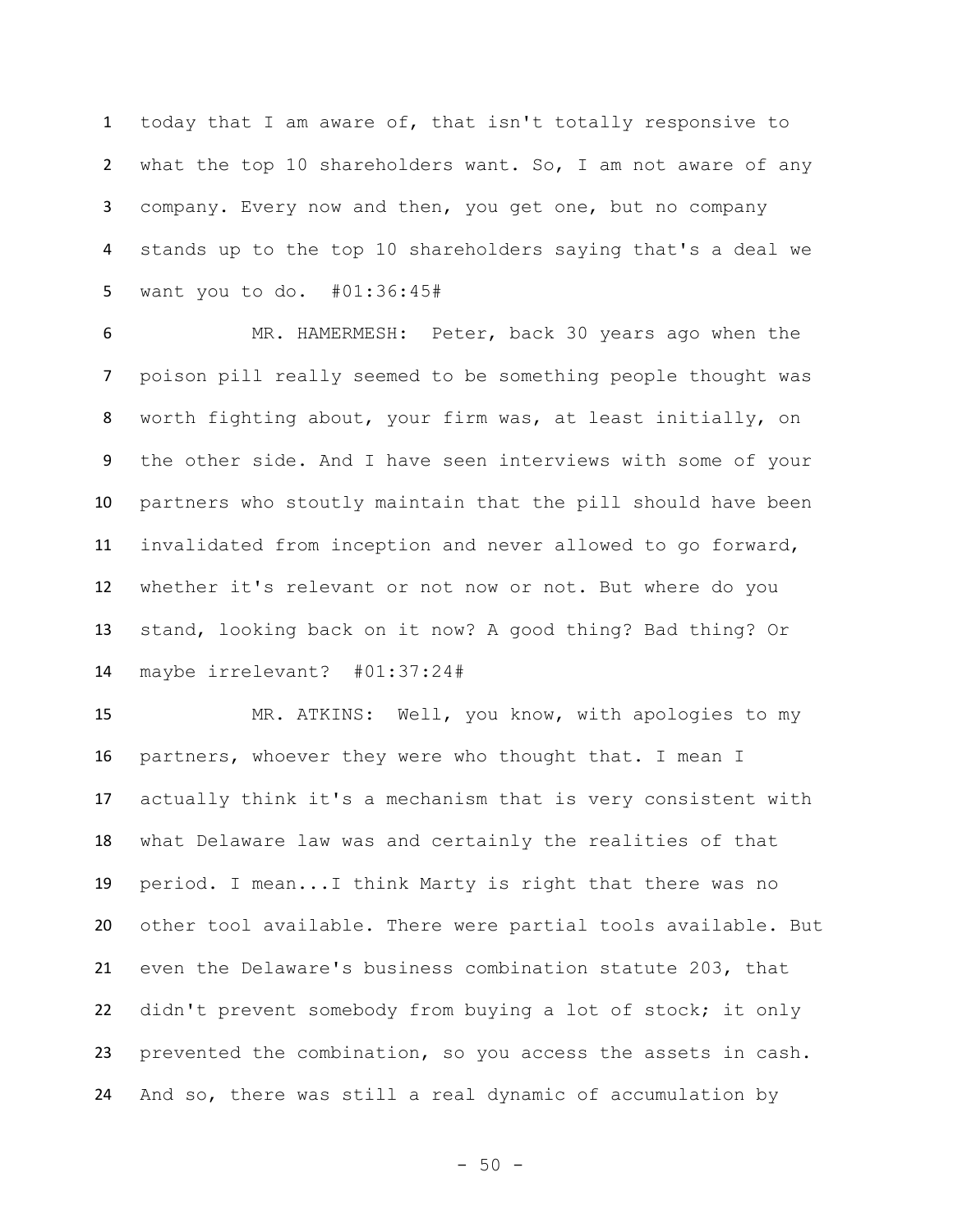today that I am aware of, that isn't totally responsive to what the top 10 shareholders want. So, I am not aware of any company. Every now and then, you get one, but no company stands up to the top 10 shareholders saying that's a deal we want you to do. #01:36:45#

MR. HAMERMESH: Peter, back 30 years ago when the poison pill really seemed to be something people thought was worth fighting about, your firm was, at least initially, on the other side. And I have seen interviews with some of your partners who stoutly maintain that the pill should have been invalidated from inception and never allowed to go forward, whether it's relevant or not now or not. But where do you stand, looking back on it now? A good thing? Bad thing? Or maybe irrelevant? #01:37:24#

MR. ATKINS: Well, you know, with apologies to my partners, whoever they were who thought that. I mean I actually think it's a mechanism that is very consistent with what Delaware law was and certainly the realities of that period. I mean...I think Marty is right that there was no other tool available. There were partial tools available. But even the Delaware's business combination statute 203, that didn't prevent somebody from buying a lot of stock; it only prevented the combination, so you access the assets in cash. And so, there was still a real dynamic of accumulation by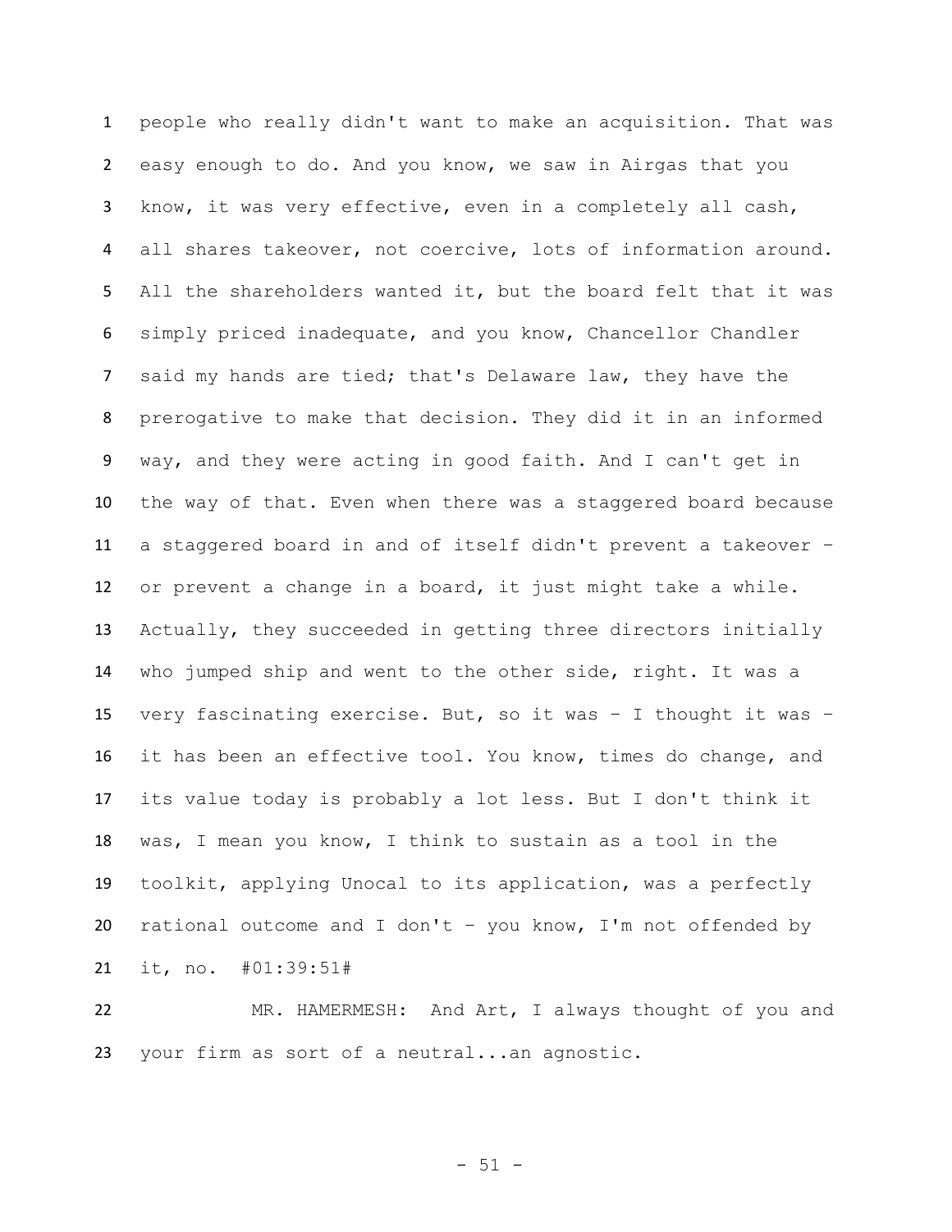people who really didn't want to make an acquisition. That was easy enough to do. And you know, we saw in Airgas that you know, it was very effective, even in a completely all cash, all shares takeover, not coercive, lots of information around. All the shareholders wanted it, but the board felt that it was simply priced inadequate, and you know, Chancellor Chandler said my hands are tied; that's Delaware law, they have the prerogative to make that decision. They did it in an informed way, and they were acting in good faith. And I can't get in the way of that. Even when there was a staggered board because a staggered board in and of itself didn't prevent a takeover – or prevent a change in a board, it just might take a while. Actually, they succeeded in getting three directors initially who jumped ship and went to the other side, right. It was a very fascinating exercise. But, so it was – I thought it was – it has been an effective tool. You know, times do change, and its value today is probably a lot less. But I don't think it was, I mean you know, I think to sustain as a tool in the toolkit, applying Unocal to its application, was a perfectly rational outcome and I don't – you know, I'm not offended by it, no. #01:39:51#

MR. HAMERMESH: And Art, I always thought of you and your firm as sort of a neutral...an agnostic.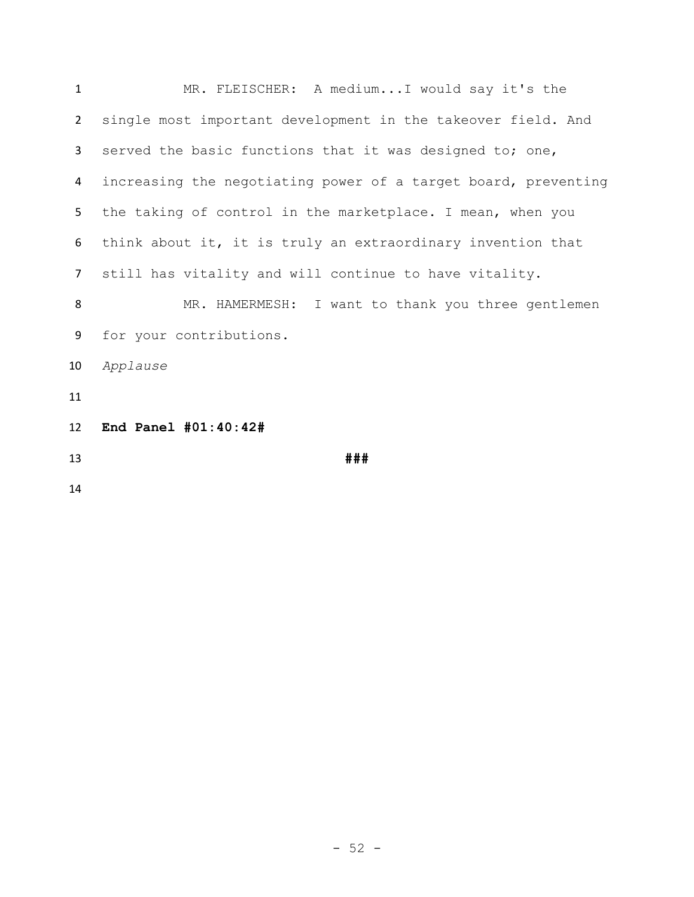MR. FLEISCHER: A medium...I would say it's the single most important development in the takeover field. And served the basic functions that it was designed to; one, increasing the negotiating power of a target board, preventing the taking of control in the marketplace. I mean, when you think about it, it is truly an extraordinary invention that still has vitality and will continue to have vitality.

MR. HAMERMESH: I want to thank you three gentlemen for your contributions.

*Applause*

**End Panel #01:40:42#**

**###**